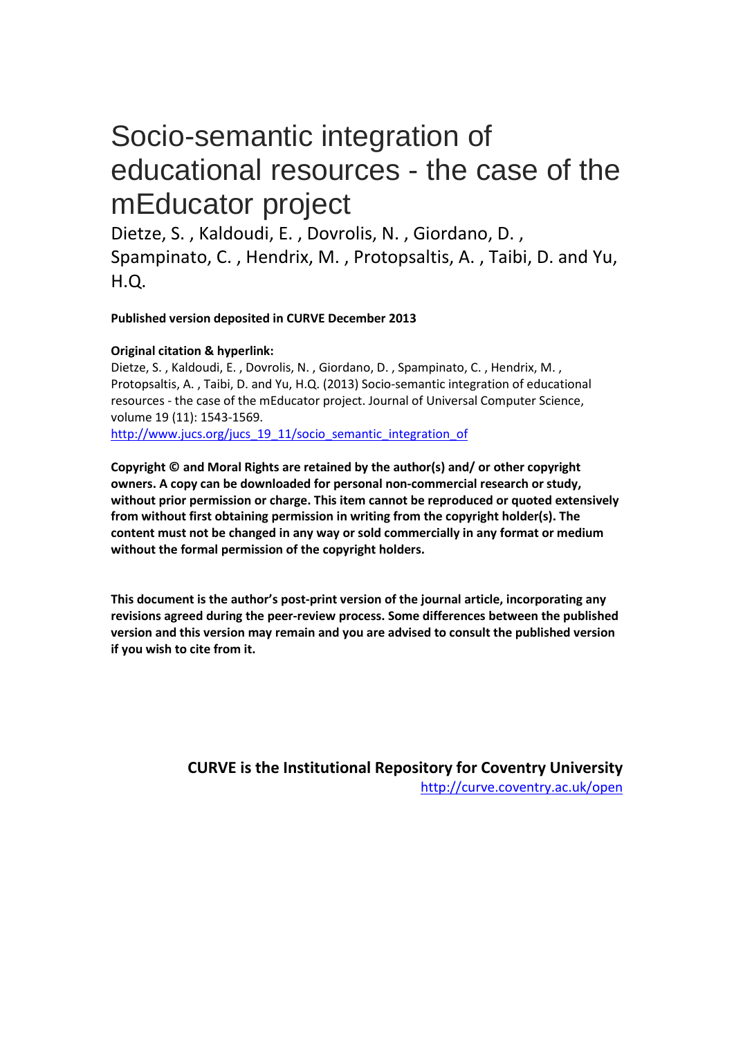# Socio-semantic integration of educational resources - the case of the mEducator project

Dietze, S. , Kaldoudi, E. , Dovrolis, N. , Giordano, D. , Spampinato, C. , Hendrix, M. , Protopsaltis, A. , Taibi, D. and Yu, H.Q.

**Published version deposited in CURVE December 2013**

**Original citation & hyperlink:**

Dietze, S. , Kaldoudi, E. , Dovrolis, N. , Giordano, D. , Spampinato, C. , Hendrix, M. , Protopsaltis, A. , Taibi, D. and Yu, H.Q. (2013) Socio-semantic integration of educational resources - the case of the mEducator project. Journal of Universal Computer Science, volume 19 (11): 1543-1569.

http://www.jucs.org/jucs_19_11/socio_semantic_integration_of

**Copyright © and Moral Rights are retained by the author(s) and/ or other copyright owners. A copy can be downloaded for personal non-commercial research or study, without prior permission or charge. This item cannot be reproduced or quoted extensively from without first obtaining permission in writing from the copyright holder(s). The content must not be changed in any way or sold commercially in any format or medium without the formal permission of the copyright holders.**

**This document is the author's post-print version of the journal article, incorporating any revisions agreed during the peer-review process. Some differences between the published version and this version may remain and you are advised to consult the published version if you wish to cite from it.**

**CURVE is the Institutional Repository for Coventry University**

http://curve.coventry.ac.uk/open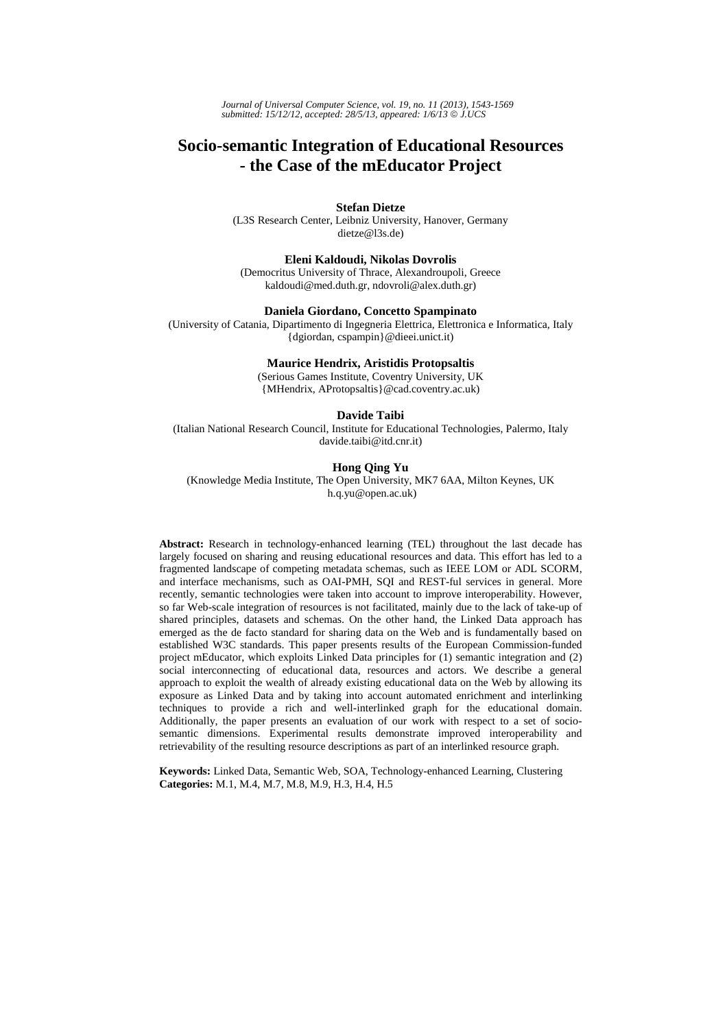# Socio-semantic Integration of Educational Resources - the Case of the mEducator Project

**Stefan Dietze**
(L3S Research Center, Leibniz University, Hanover, Germany
dietze@l3s.de)

**Eleni Kaldoudi, Nikolas Dovrolis**
(Democritus University of Thrace, Alexandroupoli, Greece
kaldoudi@med.duth.gr, ndovroli@alex.duth.gr)

**Daniela Giordano, Concetto Spampinato**
(University of Catania, Dipartimento di Ingegneria Elettrica, Elettronica e Informatica, Italy
{dgiordan, cspampin}@dieei.unict.it)

**Maurice Hendrix, Aristidis Protopsaltis**
(Serious Games Institute, Coventry University, UK
{MHendrix, AProtopsaltis}@cad.coventry.ac.uk)

**Davide Taibi**
(Italian National Research Council, Institute for Educational Technologies, Palermo, Italy
davide.taibi@itd.cnr.it)

**Hong Qing Yu**
(Knowledge Media Institute, The Open University, MK7 6AA, Milton Keynes, UK
h.q.yu@open.ac.uk)

**Abstract:** Research in technology-enhanced learning (TEL) throughout the last decade has largely focused on sharing and reusing educational resources and data. This effort has led to a fragmented landscape of competing metadata schemas, such as IEEE LOM or ADL SCORM, and interface mechanisms, such as OAI-PMH, SQI and REST-ful services in general. More recently, semantic technologies were taken into account to improve interoperability. However, so far Web-scale integration of resources is not facilitated, mainly due to the lack of take-up of shared principles, datasets and schemas. On the other hand, the Linked Data approach has emerged as the de facto standard for sharing data on the Web and is fundamentally based on established W3C standards. This paper presents results of the European Commission-funded project mEducator, which exploits Linked Data principles for (1) semantic integration and (2) social interconnecting of educational data, resources and actors. We describe a general approach to exploit the wealth of already existing educational data on the Web by allowing its exposure as Linked Data and by taking into account automated enrichment and interlinking techniques to provide a rich and well-interlinked graph for the educational domain. Additionally, the paper presents an evaluation of our work with respect to a set of socio-semantic dimensions. Experimental results demonstrate improved interoperability and retrievability of the resulting resource descriptions as part of an interlinked resource graph.

**Keywords:** Linked Data, Semantic Web, SOA, Technology-enhanced Learning, Clustering
**Categories:** M.1, M.4, M.7, M.8, M.9, H.3, H.4, H.5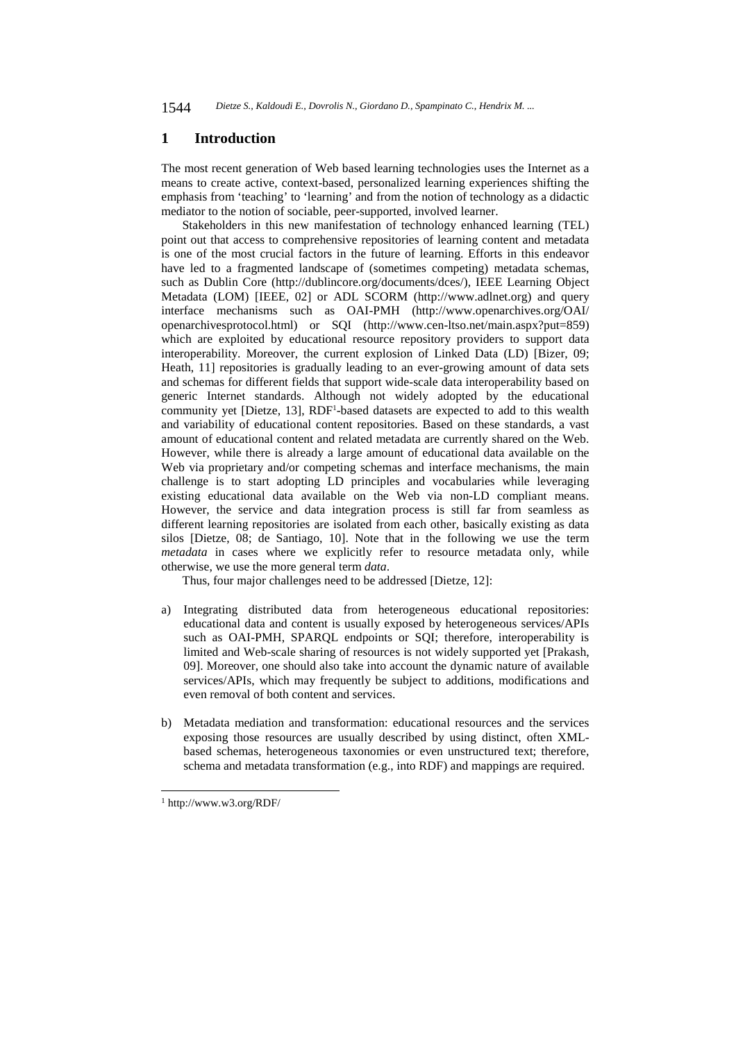## 1 Introduction

The most recent generation of Web based learning technologies uses the Internet as a means to create active, context-based, personalized learning experiences shifting the emphasis from 'teaching' to 'learning' and from the notion of technology as a didactic mediator to the notion of sociable, peer-supported, involved learner.

Stakeholders in this new manifestation of technology enhanced learning (TEL) point out that access to comprehensive repositories of learning content and metadata is one of the most crucial factors in the future of learning. Efforts in this endeavor have led to a fragmented landscape of (sometimes competing) metadata schemas, such as Dublin Core (http://dublincore.org/documents/dces/), IEEE Learning Object Metadata (LOM) [IEEE, 02] or ADL SCORM (http://www.adlnet.org) and query interface mechanisms such as OAI-PMH (http://www.openarchives.org/OAI/openarchivesprotocol.html) or SQI (http://www.cen-ltso.net/main.aspx?put=859) which are exploited by educational resource repository providers to support data interoperability. Moreover, the current explosion of Linked Data (LD) [Bizer, 09; Heath, 11] repositories is gradually leading to an ever-growing amount of data sets and schemas for different fields that support wide-scale data interoperability based on generic Internet standards. Although not widely adopted by the educational community yet [Dietze, 13], RDF[1]-based datasets are expected to add to this wealth and variability of educational content repositories. Based on these standards, a vast amount of educational content and related metadata are currently shared on the Web. However, while there is already a large amount of educational data available on the Web via proprietary and/or competing schemas and interface mechanisms, the main challenge is to start adopting LD principles and vocabularies while leveraging existing educational data available on the Web via non-LD compliant means. However, the service and data integration process is still far from seamless as different learning repositories are isolated from each other, basically existing as data silos [Dietze, 08; de Santiago, 10]. Note that in the following we use the term *metadata* in cases where we explicitly refer to resource metadata only, while otherwise, we use the more general term *data*.

Thus, four major challenges need to be addressed [Dietze, 12]:

a) Integrating distributed data from heterogeneous educational repositories: educational data and content is usually exposed by heterogeneous services/APIs such as OAI-PMH, SPARQL endpoints or SQI; therefore, interoperability is limited and Web-scale sharing of resources is not widely supported yet [Prakash, 09]. Moreover, one should also take into account the dynamic nature of available services/APIs, which may frequently be subject to additions, modifications and even removal of both content and services.

b) Metadata mediation and transformation: educational resources and the services exposing those resources are usually described by using distinct, often XML-based schemas, heterogeneous taxonomies or even unstructured text; therefore, schema and metadata transformation (e.g., into RDF) and mappings are required.

[1] http://www.w3.org/RDF/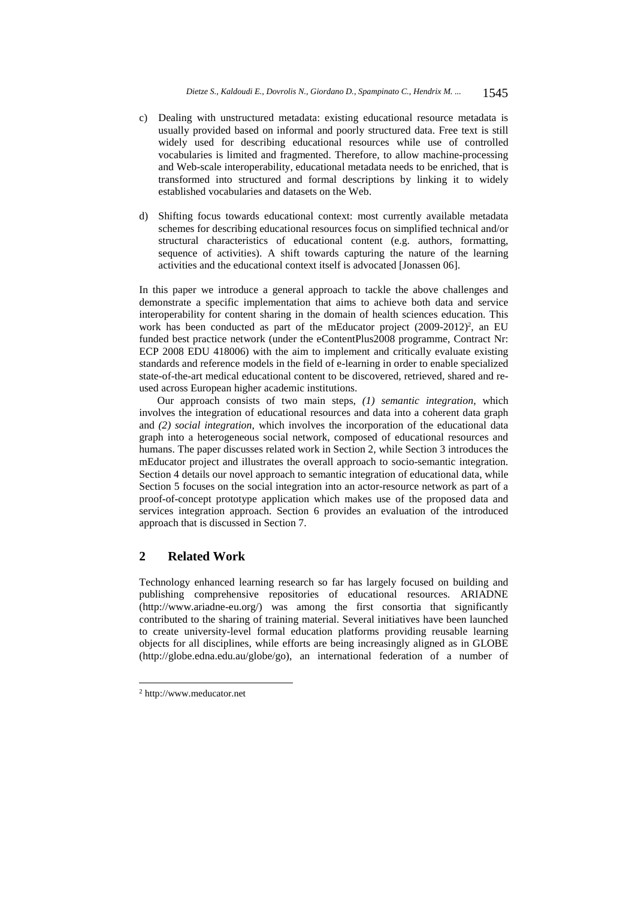c) Dealing with unstructured metadata: existing educational resource metadata is usually provided based on informal and poorly structured data. Free text is still widely used for describing educational resources while use of controlled vocabularies is limited and fragmented. Therefore, to allow machine-processing and Web-scale interoperability, educational metadata needs to be enriched, that is transformed into structured and formal descriptions by linking it to widely established vocabularies and datasets on the Web.

d) Shifting focus towards educational context: most currently available metadata schemes for describing educational resources focus on simplified technical and/or structural characteristics of educational content (e.g. authors, formatting, sequence of activities). A shift towards capturing the nature of the learning activities and the educational context itself is advocated [Jonassen 06].

In this paper we introduce a general approach to tackle the above challenges and demonstrate a specific implementation that aims to achieve both data and service interoperability for content sharing in the domain of health sciences education. This work has been conducted as part of the mEducator project (2009-2012)[2], an EU funded best practice network (under the eContentPlus2008 programme, Contract Nr: ECP 2008 EDU 418006) with the aim to implement and critically evaluate existing standards and reference models in the field of e-learning in order to enable specialized state-of-the-art medical educational content to be discovered, retrieved, shared and re-used across European higher academic institutions.

Our approach consists of two main steps, *(1) semantic integration*, which involves the integration of educational resources and data into a coherent data graph and *(2) social integration*, which involves the incorporation of the educational data graph into a heterogeneous social network, composed of educational resources and humans. The paper discusses related work in Section 2, while Section 3 introduces the mEducator project and illustrates the overall approach to socio-semantic integration. Section 4 details our novel approach to semantic integration of educational data, while Section 5 focuses on the social integration into an actor-resource network as part of a proof-of-concept prototype application which makes use of the proposed data and services integration approach. Section 6 provides an evaluation of the introduced approach that is discussed in Section 7.

## 2 Related Work

Technology enhanced learning research so far has largely focused on building and publishing comprehensive repositories of educational resources. ARIADNE (http://www.ariadne-eu.org/) was among the first consortia that significantly contributed to the sharing of training material. Several initiatives have been launched to create university-level formal education platforms providing reusable learning objects for all disciplines, while efforts are being increasingly aligned as in GLOBE (http://globe.edna.edu.au/globe/go), an international federation of a number of

[2] http://www.meducator.net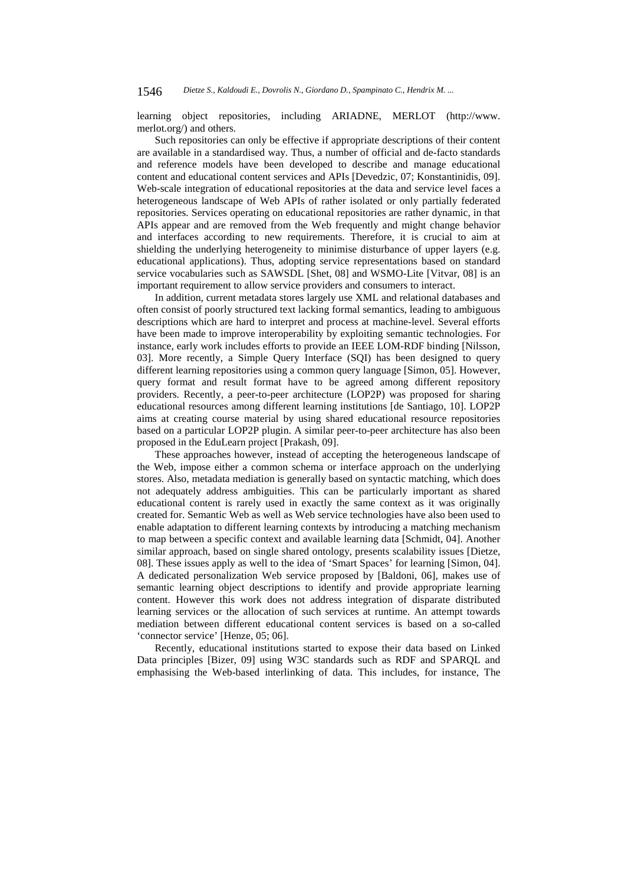learning object repositories, including ARIADNE, MERLOT (http://www.merlot.org/) and others.

Such repositories can only be effective if appropriate descriptions of their content are available in a standardised way. Thus, a number of official and de-facto standards and reference models have been developed to describe and manage educational content and educational content services and APIs [Devedzic, 07; Konstantinidis, 09]. Web-scale integration of educational repositories at the data and service level faces a heterogeneous landscape of Web APIs of rather isolated or only partially federated repositories. Services operating on educational repositories are rather dynamic, in that APIs appear and are removed from the Web frequently and might change behavior and interfaces according to new requirements. Therefore, it is crucial to aim at shielding the underlying heterogeneity to minimise disturbance of upper layers (e.g. educational applications). Thus, adopting service representations based on standard service vocabularies such as SAWSDL [Shet, 08] and WSMO-Lite [Vitvar, 08] is an important requirement to allow service providers and consumers to interact.

In addition, current metadata stores largely use XML and relational databases and often consist of poorly structured text lacking formal semantics, leading to ambiguous descriptions which are hard to interpret and process at machine-level. Several efforts have been made to improve interoperability by exploiting semantic technologies. For instance, early work includes efforts to provide an IEEE LOM-RDF binding [Nilsson, 03]. More recently, a Simple Query Interface (SQI) has been designed to query different learning repositories using a common query language [Simon, 05]. However, query format and result format have to be agreed among different repository providers. Recently, a peer-to-peer architecture (LOP2P) was proposed for sharing educational resources among different learning institutions [de Santiago, 10]. LOP2P aims at creating course material by using shared educational resource repositories based on a particular LOP2P plugin. A similar peer-to-peer architecture has also been proposed in the EduLearn project [Prakash, 09].

These approaches however, instead of accepting the heterogeneous landscape of the Web, impose either a common schema or interface approach on the underlying stores. Also, metadata mediation is generally based on syntactic matching, which does not adequately address ambiguities. This can be particularly important as shared educational content is rarely used in exactly the same context as it was originally created for. Semantic Web as well as Web service technologies have also been used to enable adaptation to different learning contexts by introducing a matching mechanism to map between a specific context and available learning data [Schmidt, 04]. Another similar approach, based on single shared ontology, presents scalability issues [Dietze, 08]. These issues apply as well to the idea of 'Smart Spaces' for learning [Simon, 04]. A dedicated personalization Web service proposed by [Baldoni, 06], makes use of semantic learning object descriptions to identify and provide appropriate learning content. However this work does not address integration of disparate distributed learning services or the allocation of such services at runtime. An attempt towards mediation between different educational content services is based on a so-called 'connector service' [Henze, 05; 06].

Recently, educational institutions started to expose their data based on Linked Data principles [Bizer, 09] using W3C standards such as RDF and SPARQL and emphasising the Web-based interlinking of data. This includes, for instance, The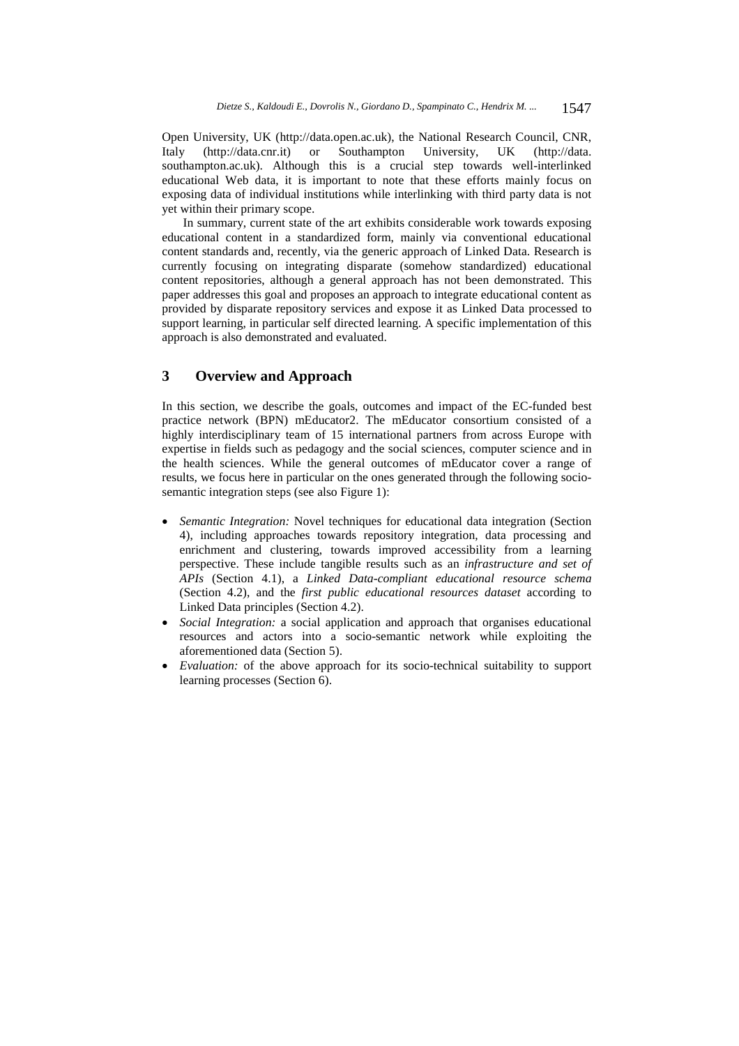Open University, UK (http://data.open.ac.uk), the National Research Council, CNR, Italy (http://data.cnr.it) or Southampton University, UK (http://data.southampton.ac.uk). Although this is a crucial step towards well-interlinked educational Web data, it is important to note that these efforts mainly focus on exposing data of individual institutions while interlinking with third party data is not yet within their primary scope.

In summary, current state of the art exhibits considerable work towards exposing educational content in a standardized form, mainly via conventional educational content standards and, recently, via the generic approach of Linked Data. Research is currently focusing on integrating disparate (somehow standardized) educational content repositories, although a general approach has not been demonstrated. This paper addresses this goal and proposes an approach to integrate educational content as provided by disparate repository services and expose it as Linked Data processed to support learning, in particular self directed learning. A specific implementation of this approach is also demonstrated and evaluated.

## 3 Overview and Approach

In this section, we describe the goals, outcomes and impact of the EC-funded best practice network (BPN) mEducator2. The mEducator consortium consisted of a highly interdisciplinary team of 15 international partners from across Europe with expertise in fields such as pedagogy and the social sciences, computer science and in the health sciences. While the general outcomes of mEducator cover a range of results, we focus here in particular on the ones generated through the following socio-semantic integration steps (see also Figure 1):

- *Semantic Integration:* Novel techniques for educational data integration (Section 4), including approaches towards repository integration, data processing and enrichment and clustering, towards improved accessibility from a learning perspective. These include tangible results such as an *infrastructure and set of APIs* (Section 4.1), a *Linked Data-compliant educational resource schema* (Section 4.2), and the *first public educational resources dataset* according to Linked Data principles (Section 4.2).
- *Social Integration:* a social application and approach that organises educational resources and actors into a socio-semantic network while exploiting the aforementioned data (Section 5).
- *Evaluation:* of the above approach for its socio-technical suitability to support learning processes (Section 6).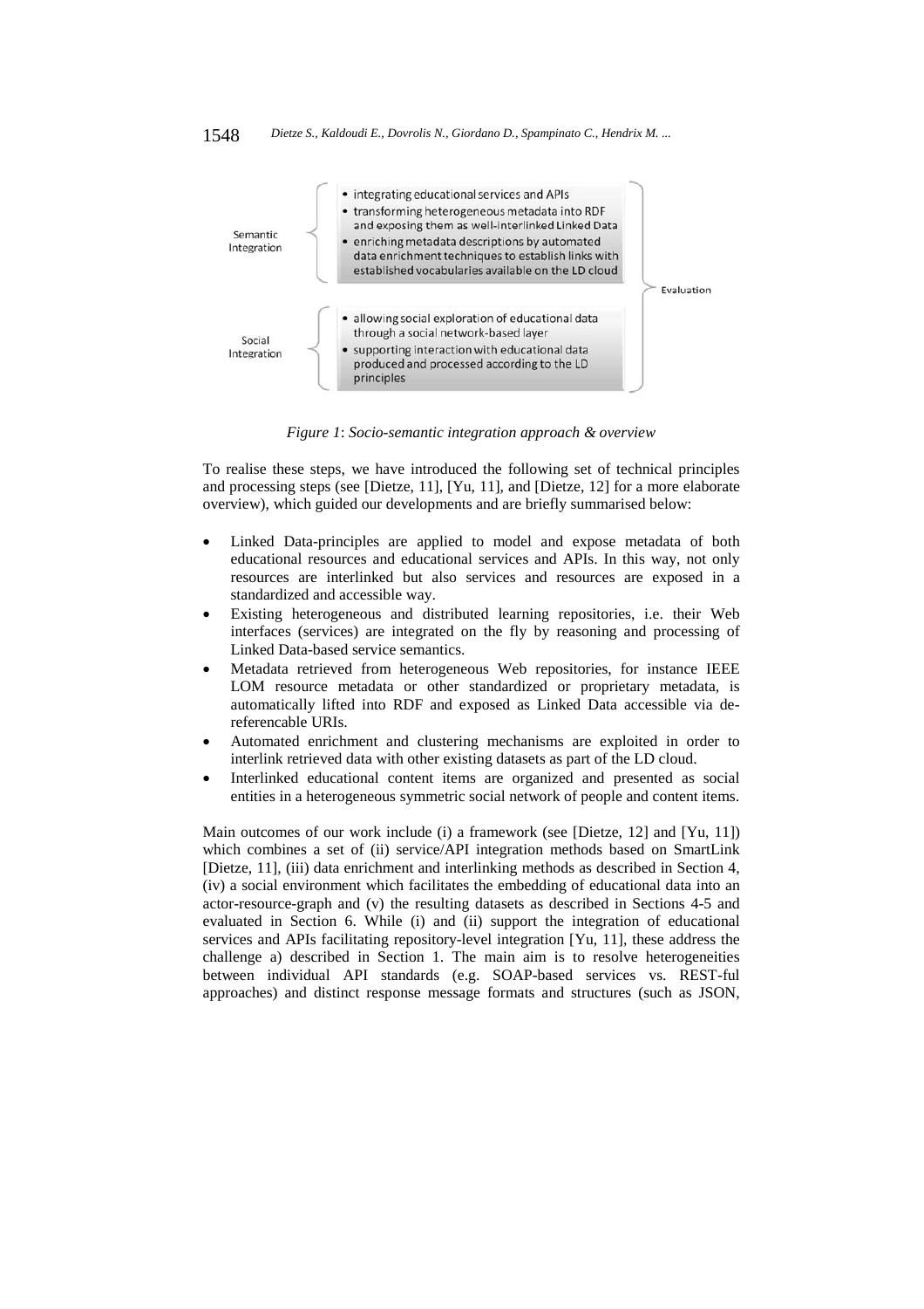Semantic Integration

- integrating educational services and APIs
- transforming heterogeneous metadata into RDF and exposing them as well-interlinked Linked Data
- enriching metadata descriptions by automated data enrichment techniques to establish links with established vocabularies available on the LD cloud

Social Integration

- allowing social exploration of educational data through a social network-based layer
- supporting interaction with educational data produced and processed according to the LD principles

Evaluation

*Figure 1*: *Socio-semantic integration approach & overview*

To realise these steps, we have introduced the following set of technical principles and processing steps (see [Dietze, 11], [Yu, 11], and [Dietze, 12] for a more elaborate overview), which guided our developments and are briefly summarised below:

- Linked Data-principles are applied to model and expose metadata of both educational resources and educational services and APIs. In this way, not only resources are interlinked but also services and resources are exposed in a standardized and accessible way.
- Existing heterogeneous and distributed learning repositories, i.e. their Web interfaces (services) are integrated on the fly by reasoning and processing of Linked Data-based service semantics.
- Metadata retrieved from heterogeneous Web repositories, for instance IEEE LOM resource metadata or other standardized or proprietary metadata, is automatically lifted into RDF and exposed as Linked Data accessible via dereferencable URIs.
- Automated enrichment and clustering mechanisms are exploited in order to interlink retrieved data with other existing datasets as part of the LD cloud.
- Interlinked educational content items are organized and presented as social entities in a heterogeneous symmetric social network of people and content items.

Main outcomes of our work include (i) a framework (see [Dietze, 12] and [Yu, 11]) which combines a set of (ii) service/API integration methods based on SmartLink [Dietze, 11], (iii) data enrichment and interlinking methods as described in Section 4, (iv) a social environment which facilitates the embedding of educational data into an actor-resource-graph and (v) the resulting datasets as described in Sections 4-5 and evaluated in Section 6. While (i) and (ii) support the integration of educational services and APIs facilitating repository-level integration [Yu, 11], these address the challenge a) described in Section 1. The main aim is to resolve heterogeneities between individual API standards (e.g. SOAP-based services vs. REST-ful approaches) and distinct response message formats and structures (such as JSON,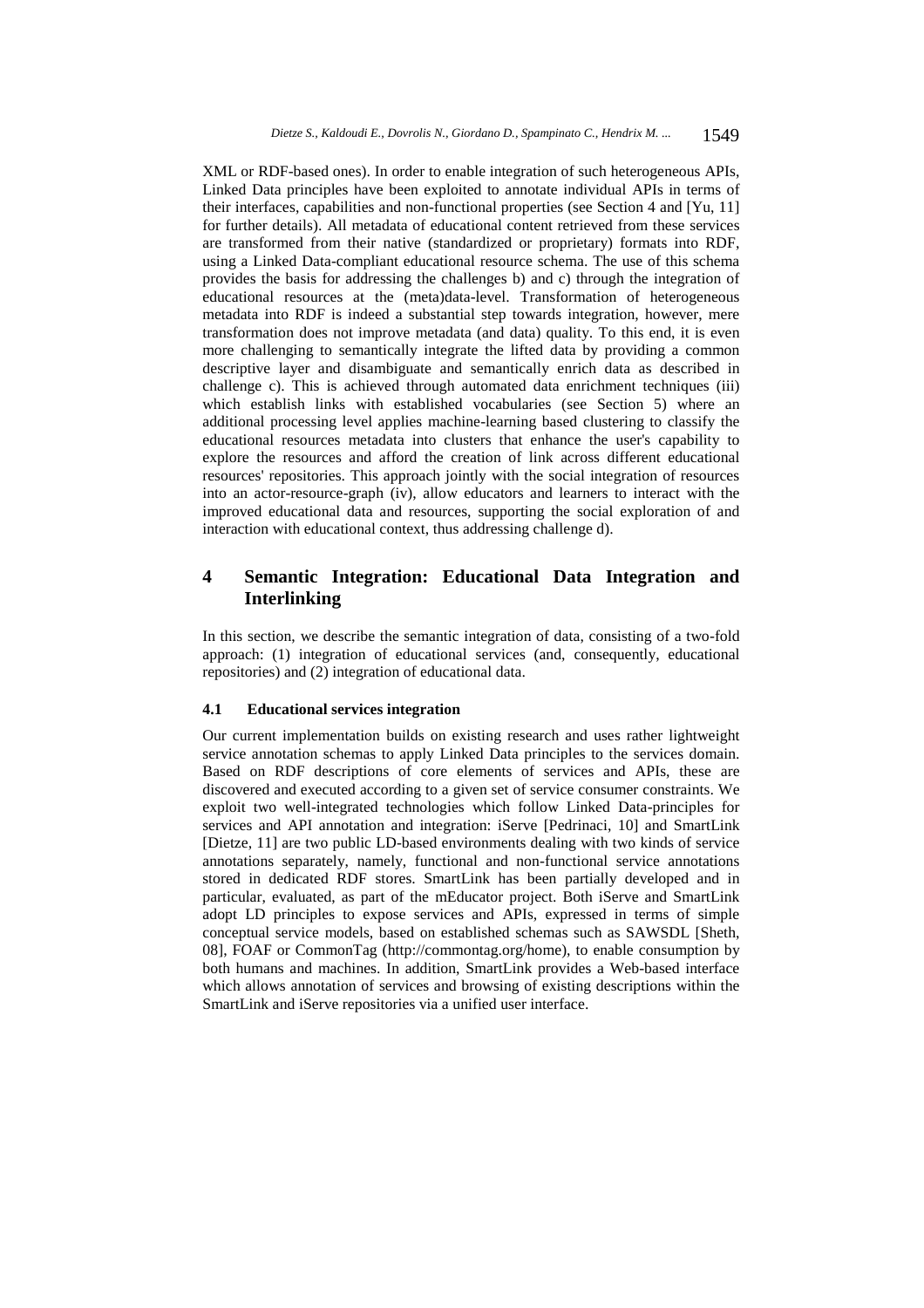XML or RDF-based ones). In order to enable integration of such heterogeneous APIs, Linked Data principles have been exploited to annotate individual APIs in terms of their interfaces, capabilities and non-functional properties (see Section 4 and [Yu, 11] for further details). All metadata of educational content retrieved from these services are transformed from their native (standardized or proprietary) formats into RDF, using a Linked Data-compliant educational resource schema. The use of this schema provides the basis for addressing the challenges b) and c) through the integration of educational resources at the (meta)data-level. Transformation of heterogeneous metadata into RDF is indeed a substantial step towards integration, however, mere transformation does not improve metadata (and data) quality. To this end, it is even more challenging to semantically integrate the lifted data by providing a common descriptive layer and disambiguate and semantically enrich data as described in challenge c). This is achieved through automated data enrichment techniques (iii) which establish links with established vocabularies (see Section 5) where an additional processing level applies machine-learning based clustering to classify the educational resources metadata into clusters that enhance the user's capability to explore the resources and afford the creation of link across different educational resources' repositories. This approach jointly with the social integration of resources into an actor-resource-graph (iv), allow educators and learners to interact with the improved educational data and resources, supporting the social exploration of and interaction with educational context, thus addressing challenge d).

# 4 Semantic Integration: Educational Data Integration and Interlinking

In this section, we describe the semantic integration of data, consisting of a two-fold approach: (1) integration of educational services (and, consequently, educational repositories) and (2) integration of educational data.

## 4.1 Educational services integration

Our current implementation builds on existing research and uses rather lightweight service annotation schemas to apply Linked Data principles to the services domain. Based on RDF descriptions of core elements of services and APIs, these are discovered and executed according to a given set of service consumer constraints. We exploit two well-integrated technologies which follow Linked Data-principles for services and API annotation and integration: iServe [Pedrinaci, 10] and SmartLink [Dietze, 11] are two public LD-based environments dealing with two kinds of service annotations separately, namely, functional and non-functional service annotations stored in dedicated RDF stores. SmartLink has been partially developed and in particular, evaluated, as part of the mEducator project. Both iServe and SmartLink adopt LD principles to expose services and APIs, expressed in terms of simple conceptual service models, based on established schemas such as SAWSDL [Sheth, 08], FOAF or CommonTag (http://commontag.org/home), to enable consumption by both humans and machines. In addition, SmartLink provides a Web-based interface which allows annotation of services and browsing of existing descriptions within the SmartLink and iServe repositories via a unified user interface.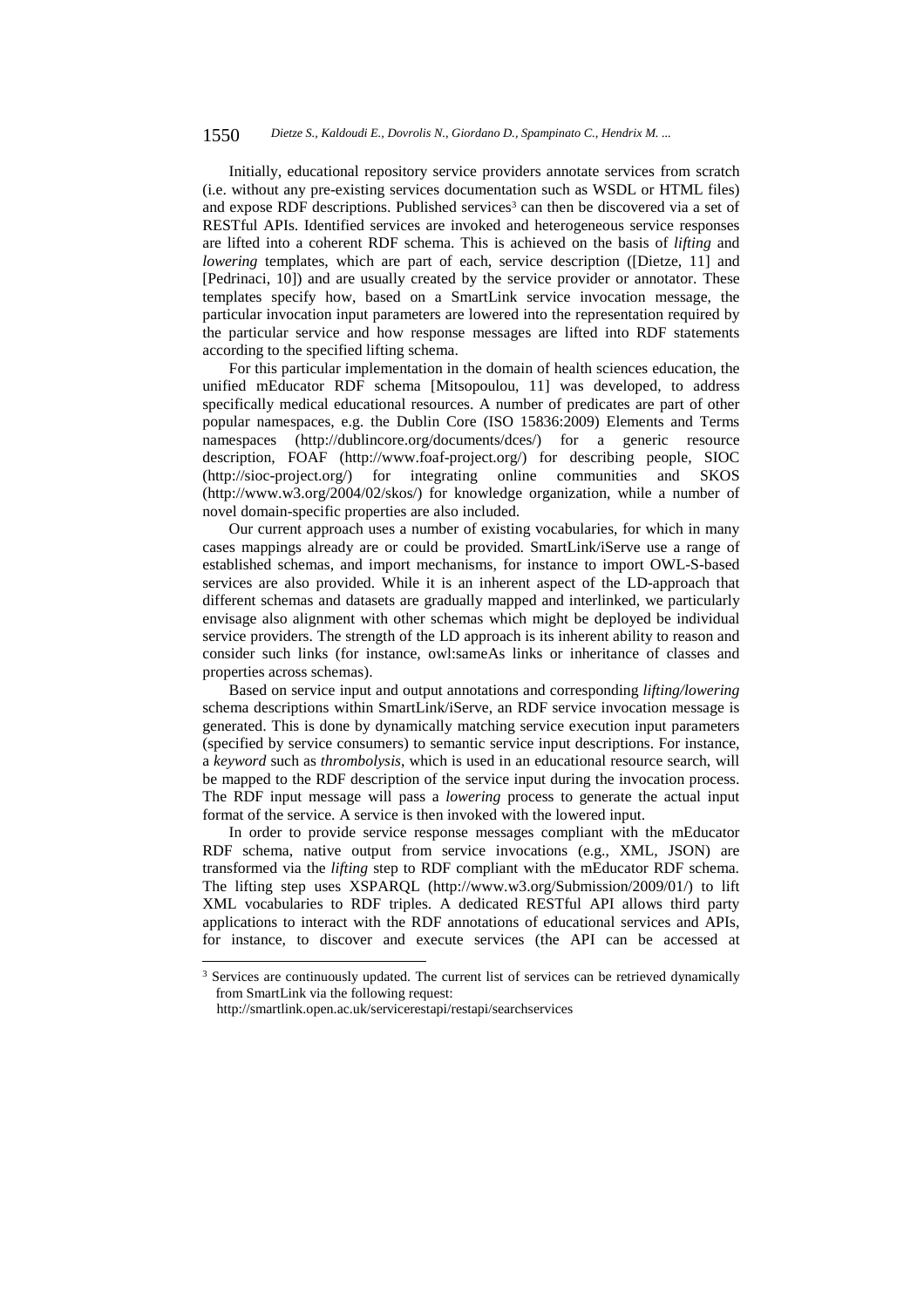Initially, educational repository service providers annotate services from scratch (i.e. without any pre-existing services documentation such as WSDL or HTML files) and expose RDF descriptions. Published services[3] can then be discovered via a set of RESTful APIs. Identified services are invoked and heterogeneous service responses are lifted into a coherent RDF schema. This is achieved on the basis of *lifting* and *lowering* templates, which are part of each, service description ([Dietze, 11] and [Pedrinaci, 10]) and are usually created by the service provider or annotator. These templates specify how, based on a SmartLink service invocation message, the particular invocation input parameters are lowered into the representation required by the particular service and how response messages are lifted into RDF statements according to the specified lifting schema.

For this particular implementation in the domain of health sciences education, the unified mEducator RDF schema [Mitsopoulou, 11] was developed, to address specifically medical educational resources. A number of predicates are part of other popular namespaces, e.g. the Dublin Core (ISO 15836:2009) Elements and Terms namespaces (http://dublincore.org/documents/dces/) for a generic resource description, FOAF (http://www.foaf-project.org/) for describing people, SIOC (http://sioc-project.org/) for integrating online communities and SKOS (http://www.w3.org/2004/02/skos/) for knowledge organization, while a number of novel domain-specific properties are also included.

Our current approach uses a number of existing vocabularies, for which in many cases mappings already are or could be provided. SmartLink/iServe use a range of established schemas, and import mechanisms, for instance to import OWL-S-based services are also provided. While it is an inherent aspect of the LD-approach that different schemas and datasets are gradually mapped and interlinked, we particularly envisage also alignment with other schemas which might be deployed be individual service providers. The strength of the LD approach is its inherent ability to reason and consider such links (for instance, owl:sameAs links or inheritance of classes and properties across schemas).

Based on service input and output annotations and corresponding *lifting/lowering* schema descriptions within SmartLink/iServe, an RDF service invocation message is generated. This is done by dynamically matching service execution input parameters (specified by service consumers) to semantic service input descriptions. For instance, a *keyword* such as *thrombolysis*, which is used in an educational resource search, will be mapped to the RDF description of the service input during the invocation process. The RDF input message will pass a *lowering* process to generate the actual input format of the service. A service is then invoked with the lowered input.

In order to provide service response messages compliant with the mEducator RDF schema, native output from service invocations (e.g., XML, JSON) are transformed via the *lifting* step to RDF compliant with the mEducator RDF schema. The lifting step uses XSPARQL (http://www.w3.org/Submission/2009/01/) to lift XML vocabularies to RDF triples. A dedicated RESTful API allows third party applications to interact with the RDF annotations of educational services and APIs, for instance, to discover and execute services (the API can be accessed at

[3] Services are continuously updated. The current list of services can be retrieved dynamically from SmartLink via the following request:
http://smartlink.open.ac.uk/servicerestapi/restapi/searchservices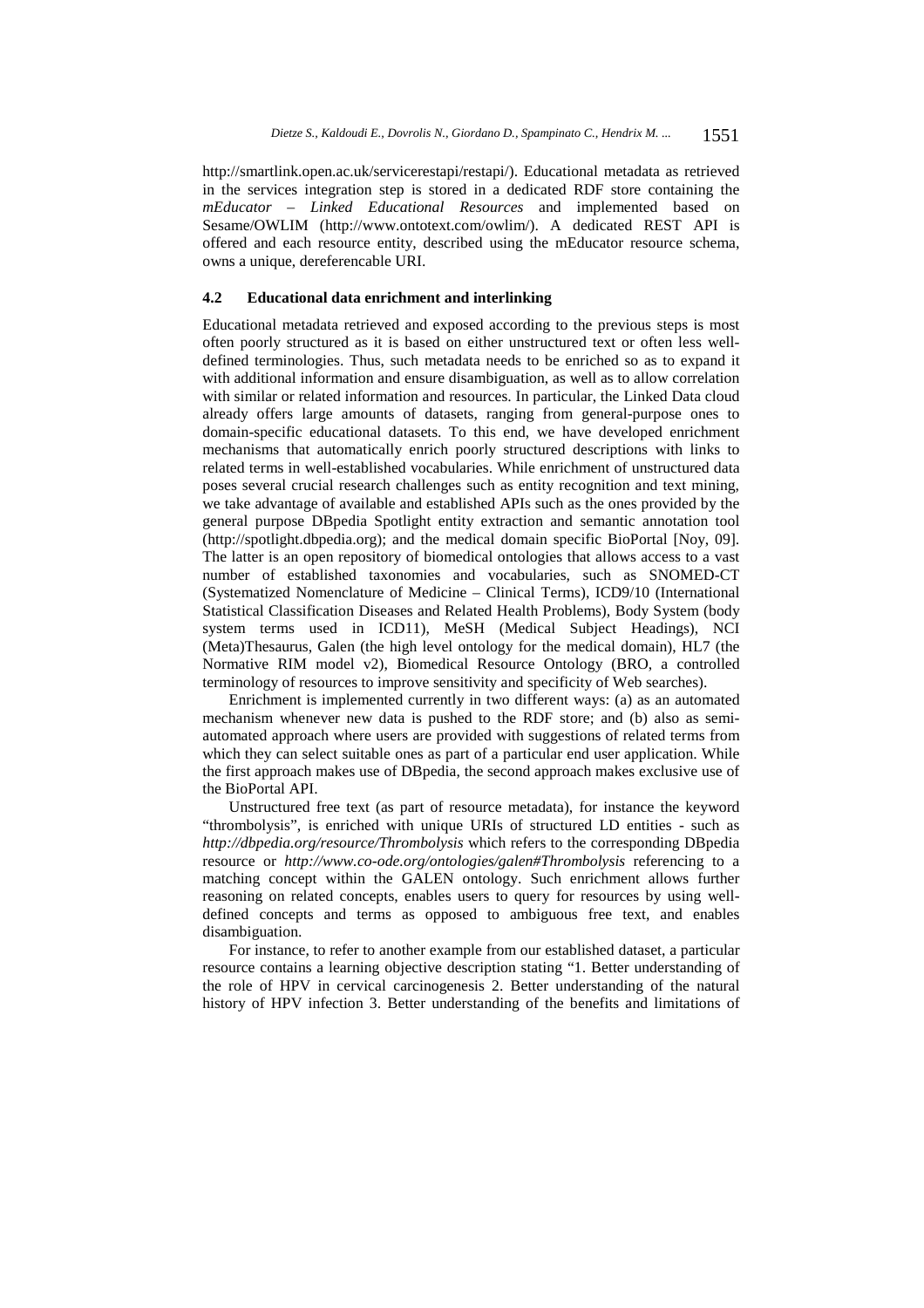http://smartlink.open.ac.uk/servicerestapi/restapi/). Educational metadata as retrieved in the services integration step is stored in a dedicated RDF store containing the *mEducator – Linked Educational Resources* and implemented based on Sesame/OWLIM (http://www.ontotext.com/owlim/). A dedicated REST API is offered and each resource entity, described using the mEducator resource schema, owns a unique, dereferencable URI.

### 4.2 Educational data enrichment and interlinking

Educational metadata retrieved and exposed according to the previous steps is most often poorly structured as it is based on either unstructured text or often less well-defined terminologies. Thus, such metadata needs to be enriched so as to expand it with additional information and ensure disambiguation, as well as to allow correlation with similar or related information and resources. In particular, the Linked Data cloud already offers large amounts of datasets, ranging from general-purpose ones to domain-specific educational datasets. To this end, we have developed enrichment mechanisms that automatically enrich poorly structured descriptions with links to related terms in well-established vocabularies. While enrichment of unstructured data poses several crucial research challenges such as entity recognition and text mining, we take advantage of available and established APIs such as the ones provided by the general purpose DBpedia Spotlight entity extraction and semantic annotation tool (http://spotlight.dbpedia.org); and the medical domain specific BioPortal [Noy, 09]. The latter is an open repository of biomedical ontologies that allows access to a vast number of established taxonomies and vocabularies, such as SNOMED-CT (Systematized Nomenclature of Medicine – Clinical Terms), ICD9/10 (International Statistical Classification Diseases and Related Health Problems), Body System (body system terms used in ICD11), MeSH (Medical Subject Headings), NCI (Meta)Thesaurus, Galen (the high level ontology for the medical domain), HL7 (the Normative RIM model v2), Biomedical Resource Ontology (BRO, a controlled terminology of resources to improve sensitivity and specificity of Web searches).

Enrichment is implemented currently in two different ways: (a) as an automated mechanism whenever new data is pushed to the RDF store; and (b) also as semi-automated approach where users are provided with suggestions of related terms from which they can select suitable ones as part of a particular end user application. While the first approach makes use of DBpedia, the second approach makes exclusive use of the BioPortal API.

Unstructured free text (as part of resource metadata), for instance the keyword "thrombolysis", is enriched with unique URIs of structured LD entities - such as *http://dbpedia.org/resource/Thrombolysis* which refers to the corresponding DBpedia resource or *http://www.co-ode.org/ontologies/galen#Thrombolysis* referencing to a matching concept within the GALEN ontology. Such enrichment allows further reasoning on related concepts, enables users to query for resources by using well-defined concepts and terms as opposed to ambiguous free text, and enables disambiguation.

For instance, to refer to another example from our established dataset, a particular resource contains a learning objective description stating "1. Better understanding of the role of HPV in cervical carcinogenesis 2. Better understanding of the natural history of HPV infection 3. Better understanding of the benefits and limitations of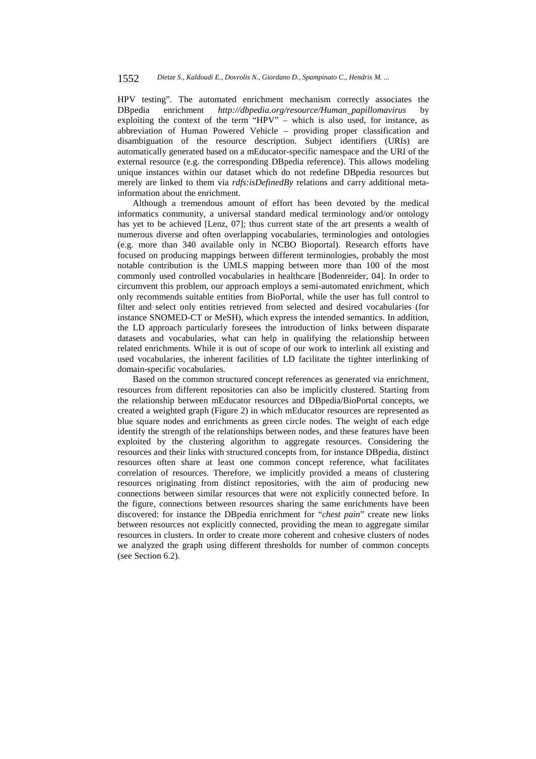HPV testing". The automated enrichment mechanism correctly associates the DBpedia enrichment *http://dbpedia.org/resource/Human_papillomavirus* by exploiting the context of the term "HPV" – which is also used, for instance, as abbreviation of Human Powered Vehicle – providing proper classification and disambiguation of the resource description. Subject identifiers (URIs) are automatically generated based on a mEducator-specific namespace and the URI of the external resource (e.g. the corresponding DBpedia reference). This allows modeling unique instances within our dataset which do not redefine DBpedia resources but merely are linked to them via *rdfs:isDefinedBy* relations and carry additional meta-information about the enrichment.

Although a tremendous amount of effort has been devoted by the medical informatics community, a universal standard medical terminology and/or ontology has yet to be achieved [Lenz, 07]; thus current state of the art presents a wealth of numerous diverse and often overlapping vocabularies, terminologies and ontologies (e.g. more than 340 available only in NCBO Bioportal). Research efforts have focused on producing mappings between different terminologies, probably the most notable contribution is the UMLS mapping between more than 100 of the most commonly used controlled vocabularies in healthcare [Bodenreider, 04]. In order to circumvent this problem, our approach employs a semi-automated enrichment, which only recommends suitable entities from BioPortal, while the user has full control to filter and select only entities retrieved from selected and desired vocabularies (for instance SNOMED-CT or MeSH), which express the intended semantics. In addition, the LD approach particularly foresees the introduction of links between disparate datasets and vocabularies, what can help in qualifying the relationship between related enrichments. While it is out of scope of our work to interlink all existing and used vocabularies, the inherent facilities of LD facilitate the tighter interlinking of domain-specific vocabularies.

Based on the common structured concept references as generated via enrichment, resources from different repositories can also be implicitly clustered. Starting from the relationship between mEducator resources and DBpedia/BioPortal concepts, we created a weighted graph (Figure 2) in which mEducator resources are represented as blue square nodes and enrichments as green circle nodes. The weight of each edge identify the strength of the relationships between nodes, and these features have been exploited by the clustering algorithm to aggregate resources. Considering the resources and their links with structured concepts from, for instance DBpedia, distinct resources often share at least one common concept reference, what facilitates correlation of resources. Therefore, we implicitly provided a means of clustering resources originating from distinct repositories, with the aim of producing new connections between similar resources that were not explicitly connected before. In the figure, connections between resources sharing the same enrichments have been discovered: for instance the DBpedia enrichment for "*chest pain*" create new links between resources not explicitly connected, providing the mean to aggregate similar resources in clusters. In order to create more coherent and cohesive clusters of nodes we analyzed the graph using different thresholds for number of common concepts (see Section 6.2).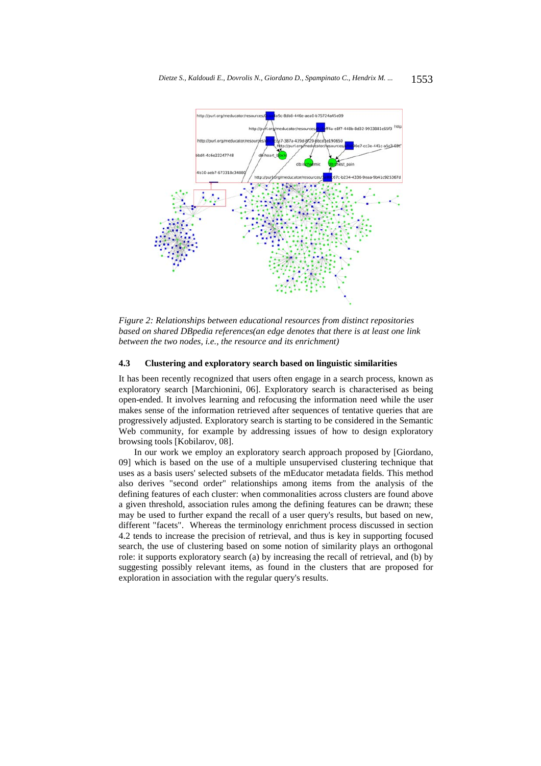*Figure 2: Relationships between educational resources from distinct repositories based on shared DBpedia references(an edge denotes that there is at least one link between the two nodes, i.e., the resource and its enrichment)*

### 4.3 Clustering and exploratory search based on linguistic similarities

It has been recently recognized that users often engage in a search process, known as exploratory search [Marchionini, 06]. Exploratory search is characterised as being open-ended. It involves learning and refocusing the information need while the user makes sense of the information retrieved after sequences of tentative queries that are progressively adjusted. Exploratory search is starting to be considered in the Semantic Web community, for example by addressing issues of how to design exploratory browsing tools [Kobilarov, 08].

In our work we employ an exploratory search approach proposed by [Giordano, 09] which is based on the use of a multiple unsupervised clustering technique that uses as a basis users' selected subsets of the mEducator metadata fields. This method also derives "second order" relationships among items from the analysis of the defining features of each cluster: when commonalities across clusters are found above a given threshold, association rules among the defining features can be drawn; these may be used to further expand the recall of a user query's results, but based on new, different "facets". Whereas the terminology enrichment process discussed in section 4.2 tends to increase the precision of retrieval, and thus is key in supporting focused search, the use of clustering based on some notion of similarity plays an orthogonal role: it supports exploratory search (a) by increasing the recall of retrieval, and (b) by suggesting possibly relevant items, as found in the clusters that are proposed for exploration in association with the regular query's results.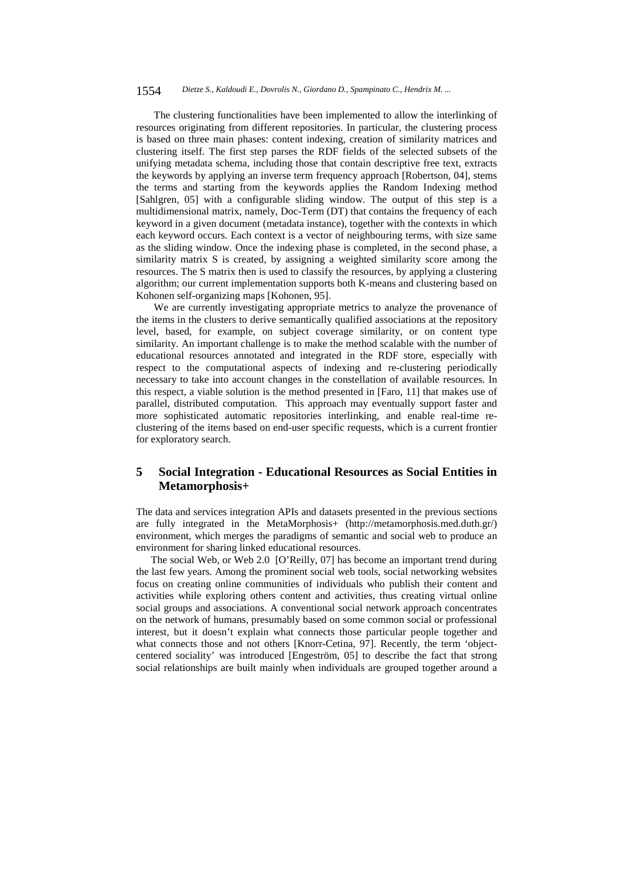The clustering functionalities have been implemented to allow the interlinking of resources originating from different repositories. In particular, the clustering process is based on three main phases: content indexing, creation of similarity matrices and clustering itself. The first step parses the RDF fields of the selected subsets of the unifying metadata schema, including those that contain descriptive free text, extracts the keywords by applying an inverse term frequency approach [Robertson, 04], stems the terms and starting from the keywords applies the Random Indexing method [Sahlgren, 05] with a configurable sliding window. The output of this step is a multidimensional matrix, namely, Doc-Term (DT) that contains the frequency of each keyword in a given document (metadata instance), together with the contexts in which each keyword occurs. Each context is a vector of neighbouring terms, with size same as the sliding window. Once the indexing phase is completed, in the second phase, a similarity matrix S is created, by assigning a weighted similarity score among the resources. The S matrix then is used to classify the resources, by applying a clustering algorithm; our current implementation supports both K-means and clustering based on Kohonen self-organizing maps [Kohonen, 95].

We are currently investigating appropriate metrics to analyze the provenance of the items in the clusters to derive semantically qualified associations at the repository level, based, for example, on subject coverage similarity, or on content type similarity. An important challenge is to make the method scalable with the number of educational resources annotated and integrated in the RDF store, especially with respect to the computational aspects of indexing and re-clustering periodically necessary to take into account changes in the constellation of available resources. In this respect, a viable solution is the method presented in [Faro, 11] that makes use of parallel, distributed computation. This approach may eventually support faster and more sophisticated automatic repositories interlinking, and enable real-time re-clustering of the items based on end-user specific requests, which is a current frontier for exploratory search.

## 5 Social Integration - Educational Resources as Social Entities in Metamorphosis+

The data and services integration APIs and datasets presented in the previous sections are fully integrated in the MetaMorphosis+ (http://metamorphosis.med.duth.gr/) environment, which merges the paradigms of semantic and social web to produce an environment for sharing linked educational resources.

The social Web, or Web 2.0 [O'Reilly, 07] has become an important trend during the last few years. Among the prominent social web tools, social networking websites focus on creating online communities of individuals who publish their content and activities while exploring others content and activities, thus creating virtual online social groups and associations. A conventional social network approach concentrates on the network of humans, presumably based on some common social or professional interest, but it doesn't explain what connects those particular people together and what connects those and not others [Knorr-Cetina, 97]. Recently, the term 'object-centered sociality' was introduced [Engeström, 05] to describe the fact that strong social relationships are built mainly when individuals are grouped together around a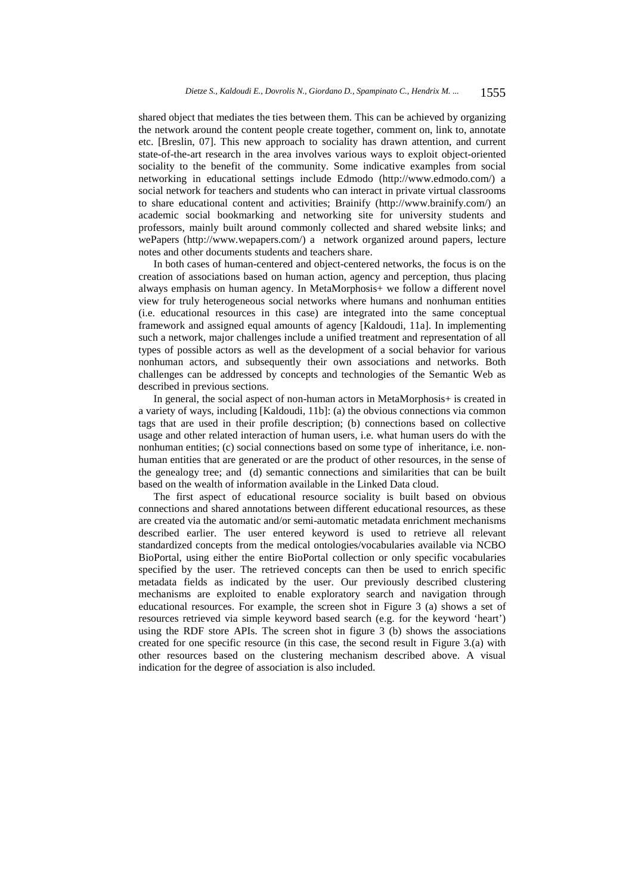shared object that mediates the ties between them. This can be achieved by organizing the network around the content people create together, comment on, link to, annotate etc. [Breslin, 07]. This new approach to sociality has drawn attention, and current state-of-the-art research in the area involves various ways to exploit object-oriented sociality to the benefit of the community. Some indicative examples from social networking in educational settings include Edmodo (http://www.edmodo.com/) a social network for teachers and students who can interact in private virtual classrooms to share educational content and activities; Brainify (http://www.brainify.com/) an academic social bookmarking and networking site for university students and professors, mainly built around commonly collected and shared website links; and wePapers (http://www.wepapers.com/) a network organized around papers, lecture notes and other documents students and teachers share.

In both cases of human-centered and object-centered networks, the focus is on the creation of associations based on human action, agency and perception, thus placing always emphasis on human agency. In MetaMorphosis+ we follow a different novel view for truly heterogeneous social networks where humans and nonhuman entities (i.e. educational resources in this case) are integrated into the same conceptual framework and assigned equal amounts of agency [Kaldoudi, 11a]. In implementing such a network, major challenges include a unified treatment and representation of all types of possible actors as well as the development of a social behavior for various nonhuman actors, and subsequently their own associations and networks. Both challenges can be addressed by concepts and technologies of the Semantic Web as described in previous sections.

In general, the social aspect of non-human actors in MetaMorphosis+ is created in a variety of ways, including [Kaldoudi, 11b]: (a) the obvious connections via common tags that are used in their profile description; (b) connections based on collective usage and other related interaction of human users, i.e. what human users do with the nonhuman entities; (c) social connections based on some type of inheritance, i.e. non-human entities that are generated or are the product of other resources, in the sense of the genealogy tree; and (d) semantic connections and similarities that can be built based on the wealth of information available in the Linked Data cloud.

The first aspect of educational resource sociality is built based on obvious connections and shared annotations between different educational resources, as these are created via the automatic and/or semi-automatic metadata enrichment mechanisms described earlier. The user entered keyword is used to retrieve all relevant standardized concepts from the medical ontologies/vocabularies available via NCBO BioPortal, using either the entire BioPortal collection or only specific vocabularies specified by the user. The retrieved concepts can then be used to enrich specific metadata fields as indicated by the user. Our previously described clustering mechanisms are exploited to enable exploratory search and navigation through educational resources. For example, the screen shot in Figure 3 (a) shows a set of resources retrieved via simple keyword based search (e.g. for the keyword 'heart') using the RDF store APIs. The screen shot in figure 3 (b) shows the associations created for one specific resource (in this case, the second result in Figure 3.(a) with other resources based on the clustering mechanism described above. A visual indication for the degree of association is also included.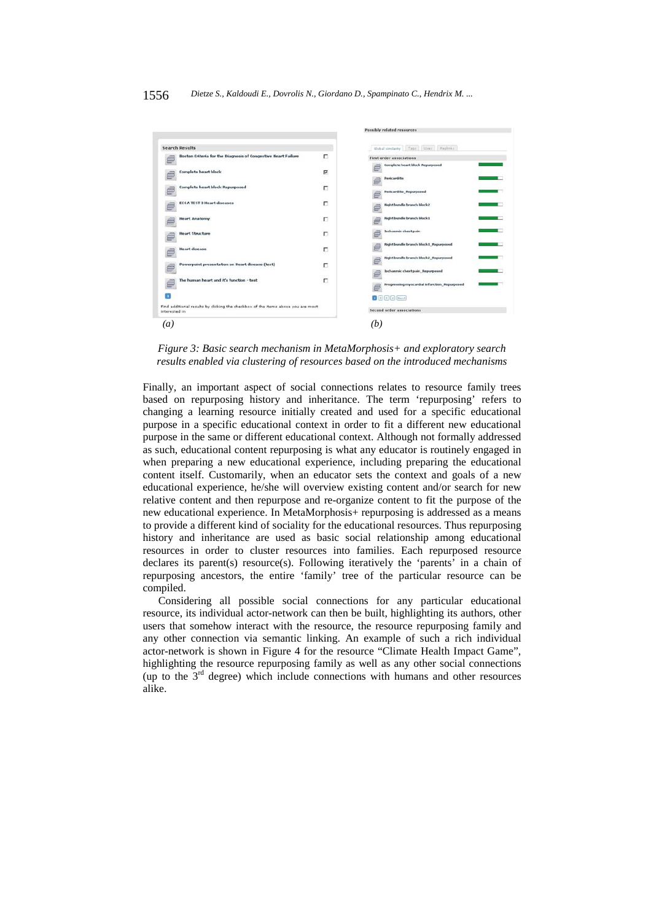*Figure 3: Basic search mechanism in MetaMorphosis+ and exploratory search results enabled via clustering of resources based on the introduced mechanisms*

Finally, an important aspect of social connections relates to resource family trees based on repurposing history and inheritance. The term 'repurposing' refers to changing a learning resource initially created and used for a specific educational purpose in a specific educational context in order to fit a different new educational purpose in the same or different educational context. Although not formally addressed as such, educational content repurposing is what any educator is routinely engaged in when preparing a new educational experience, including preparing the educational content itself. Customarily, when an educator sets the context and goals of a new educational experience, he/she will overview existing content and/or search for new relative content and then repurpose and re-organize content to fit the purpose of the new educational experience. In MetaMorphosis+ repurposing is addressed as a means to provide a different kind of sociality for the educational resources. Thus repurposing history and inheritance are used as basic social relationship among educational resources in order to cluster resources into families. Each repurposed resource declares its parent(s) resource(s). Following iteratively the 'parents' in a chain of repurposing ancestors, the entire 'family' tree of the particular resource can be compiled.

Considering all possible social connections for any particular educational resource, its individual actor-network can then be built, highlighting its authors, other users that somehow interact with the resource, the resource repurposing family and any other connection via semantic linking. An example of such a rich individual actor-network is shown in Figure 4 for the resource "Climate Health Impact Game", highlighting the resource repurposing family as well as any other social connections (up to the 3rd degree) which include connections with humans and other resources alike.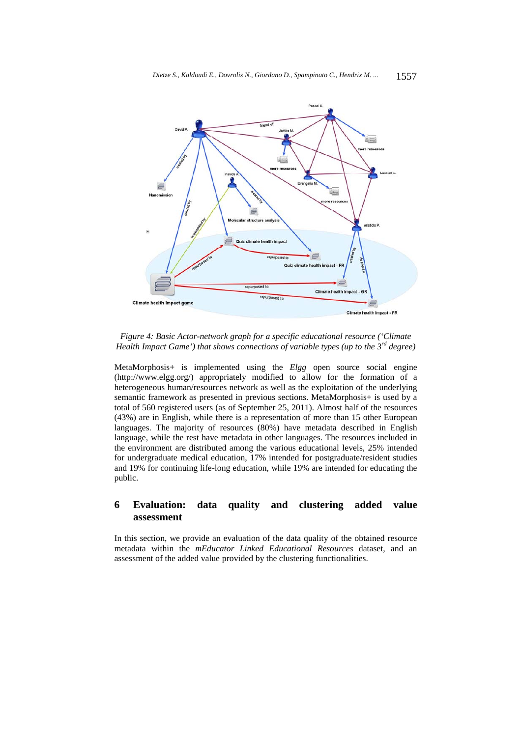*Figure 4: Basic Actor-network graph for a specific educational resource ('Climate Health Impact Game') that shows connections of variable types (up to the 3rd degree)*

MetaMorphosis+ is implemented using the *Elgg* open source social engine (http://www.elgg.org/) appropriately modified to allow for the formation of a heterogeneous human/resources network as well as the exploitation of the underlying semantic framework as presented in previous sections. MetaMorphosis+ is used by a total of 560 registered users (as of September 25, 2011). Almost half of the resources (43%) are in English, while there is a representation of more than 15 other European languages. The majority of resources (80%) have metadata described in English language, while the rest have metadata in other languages. The resources included in the environment are distributed among the various educational levels, 25% intended for undergraduate medical education, 17% intended for postgraduate/resident studies and 19% for continuing life-long education, while 19% are intended for educating the public.

## 6 Evaluation: data quality and clustering added value assessment

In this section, we provide an evaluation of the data quality of the obtained resource metadata within the *mEducator Linked Educational Resources* dataset, and an assessment of the added value provided by the clustering functionalities.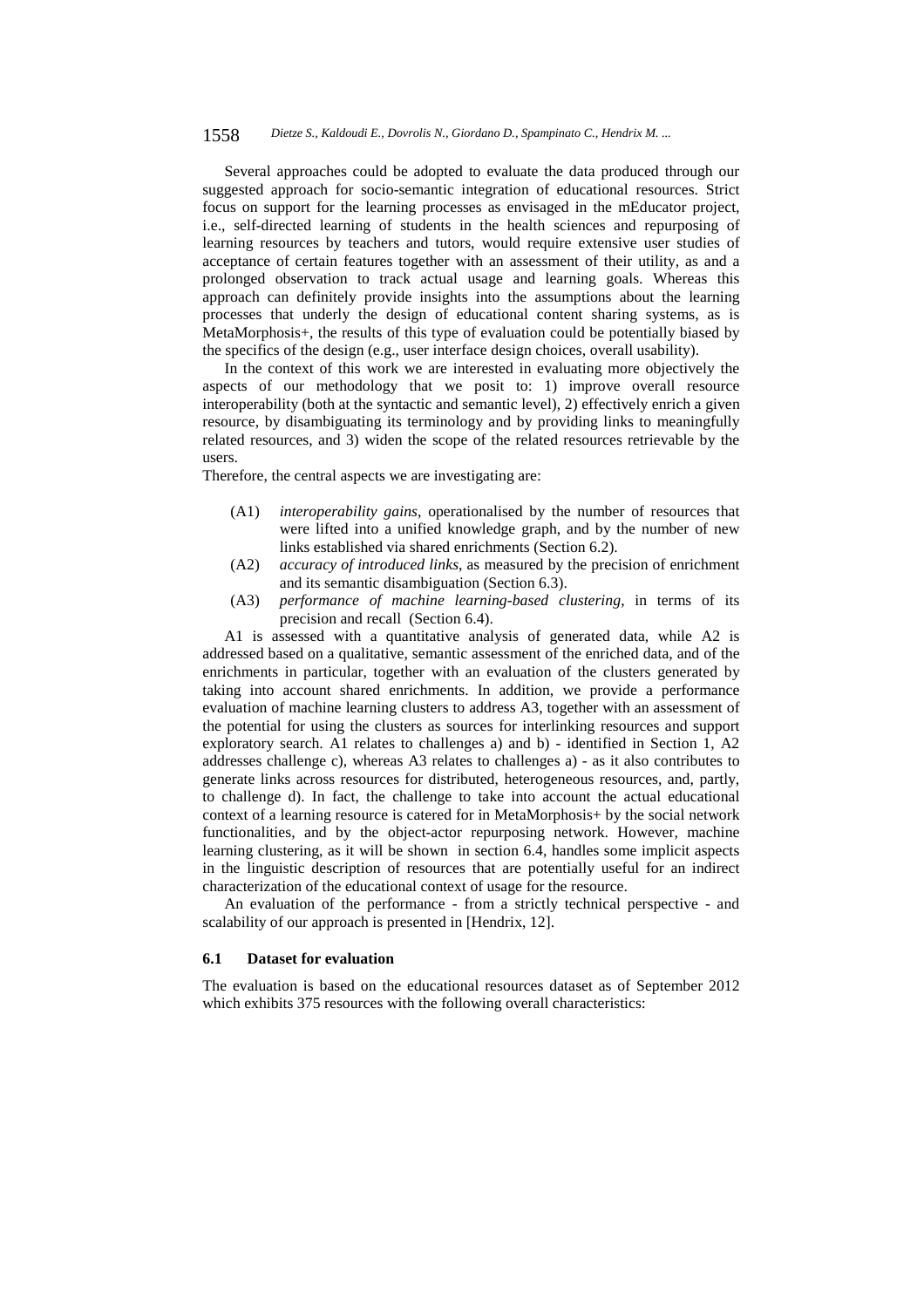Several approaches could be adopted to evaluate the data produced through our suggested approach for socio-semantic integration of educational resources. Strict focus on support for the learning processes as envisaged in the mEducator project, i.e., self-directed learning of students in the health sciences and repurposing of learning resources by teachers and tutors, would require extensive user studies of acceptance of certain features together with an assessment of their utility, as and a prolonged observation to track actual usage and learning goals. Whereas this approach can definitely provide insights into the assumptions about the learning processes that underly the design of educational content sharing systems, as is MetaMorphosis+, the results of this type of evaluation could be potentially biased by the specifics of the design (e.g., user interface design choices, overall usability).

In the context of this work we are interested in evaluating more objectively the aspects of our methodology that we posit to: 1) improve overall resource interoperability (both at the syntactic and semantic level), 2) effectively enrich a given resource, by disambiguating its terminology and by providing links to meaningfully related resources, and 3) widen the scope of the related resources retrievable by the users.

Therefore, the central aspects we are investigating are:

- (A1) *interoperability gains*, operationalised by the number of resources that were lifted into a unified knowledge graph, and by the number of new links established via shared enrichments (Section 6.2).
- (A2) *accuracy of introduced links*, as measured by the precision of enrichment and its semantic disambiguation (Section 6.3).
- (A3) *performance of machine learning-based clustering*, in terms of its precision and recall (Section 6.4).

A1 is assessed with a quantitative analysis of generated data, while A2 is addressed based on a qualitative, semantic assessment of the enriched data, and of the enrichments in particular, together with an evaluation of the clusters generated by taking into account shared enrichments. In addition, we provide a performance evaluation of machine learning clusters to address A3, together with an assessment of the potential for using the clusters as sources for interlinking resources and support exploratory search. A1 relates to challenges a) and b) - identified in Section 1, A2 addresses challenge c), whereas A3 relates to challenges a) - as it also contributes to generate links across resources for distributed, heterogeneous resources, and, partly, to challenge d). In fact, the challenge to take into account the actual educational context of a learning resource is catered for in MetaMorphosis+ by the social network functionalities, and by the object-actor repurposing network. However, machine learning clustering, as it will be shown in section 6.4, handles some implicit aspects in the linguistic description of resources that are potentially useful for an indirect characterization of the educational context of usage for the resource.

An evaluation of the performance - from a strictly technical perspective - and scalability of our approach is presented in [Hendrix, 12].

### 6.1 Dataset for evaluation

The evaluation is based on the educational resources dataset as of September 2012 which exhibits 375 resources with the following overall characteristics: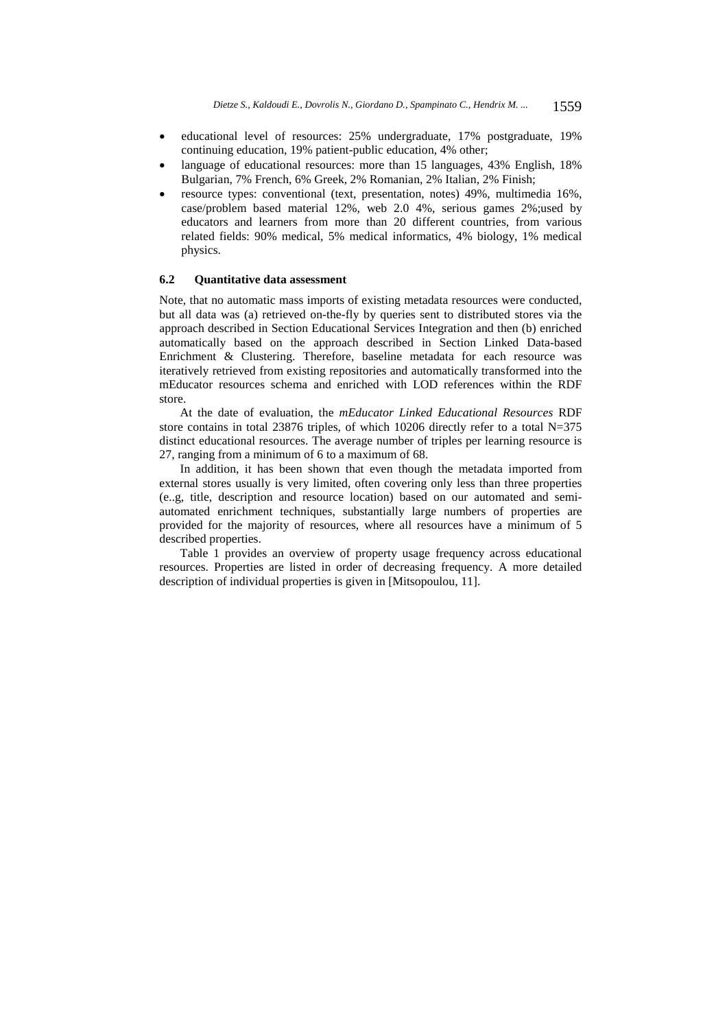- educational level of resources: 25% undergraduate, 17% postgraduate, 19% continuing education, 19% patient-public education, 4% other;
- language of educational resources: more than 15 languages, 43% English, 18% Bulgarian, 7% French, 6% Greek, 2% Romanian, 2% Italian, 2% Finish;
- resource types: conventional (text, presentation, notes) 49%, multimedia 16%, case/problem based material 12%, web 2.0 4%, serious games 2%;used by educators and learners from more than 20 different countries, from various related fields: 90% medical, 5% medical informatics, 4% biology, 1% medical physics.

### 6.2 Quantitative data assessment

Note, that no automatic mass imports of existing metadata resources were conducted, but all data was (a) retrieved on-the-fly by queries sent to distributed stores via the approach described in Section Educational Services Integration and then (b) enriched automatically based on the approach described in Section Linked Data-based Enrichment & Clustering. Therefore, baseline metadata for each resource was iteratively retrieved from existing repositories and automatically transformed into the mEducator resources schema and enriched with LOD references within the RDF store.

At the date of evaluation, the *mEducator Linked Educational Resources* RDF store contains in total 23876 triples, of which 10206 directly refer to a total N=375 distinct educational resources. The average number of triples per learning resource is 27, ranging from a minimum of 6 to a maximum of 68.

In addition, it has been shown that even though the metadata imported from external stores usually is very limited, often covering only less than three properties (e..g, title, description and resource location) based on our automated and semi-automated enrichment techniques, substantially large numbers of properties are provided for the majority of resources, where all resources have a minimum of 5 described properties.

Table 1 provides an overview of property usage frequency across educational resources. Properties are listed in order of decreasing frequency. A more detailed description of individual properties is given in [Mitsopoulou, 11].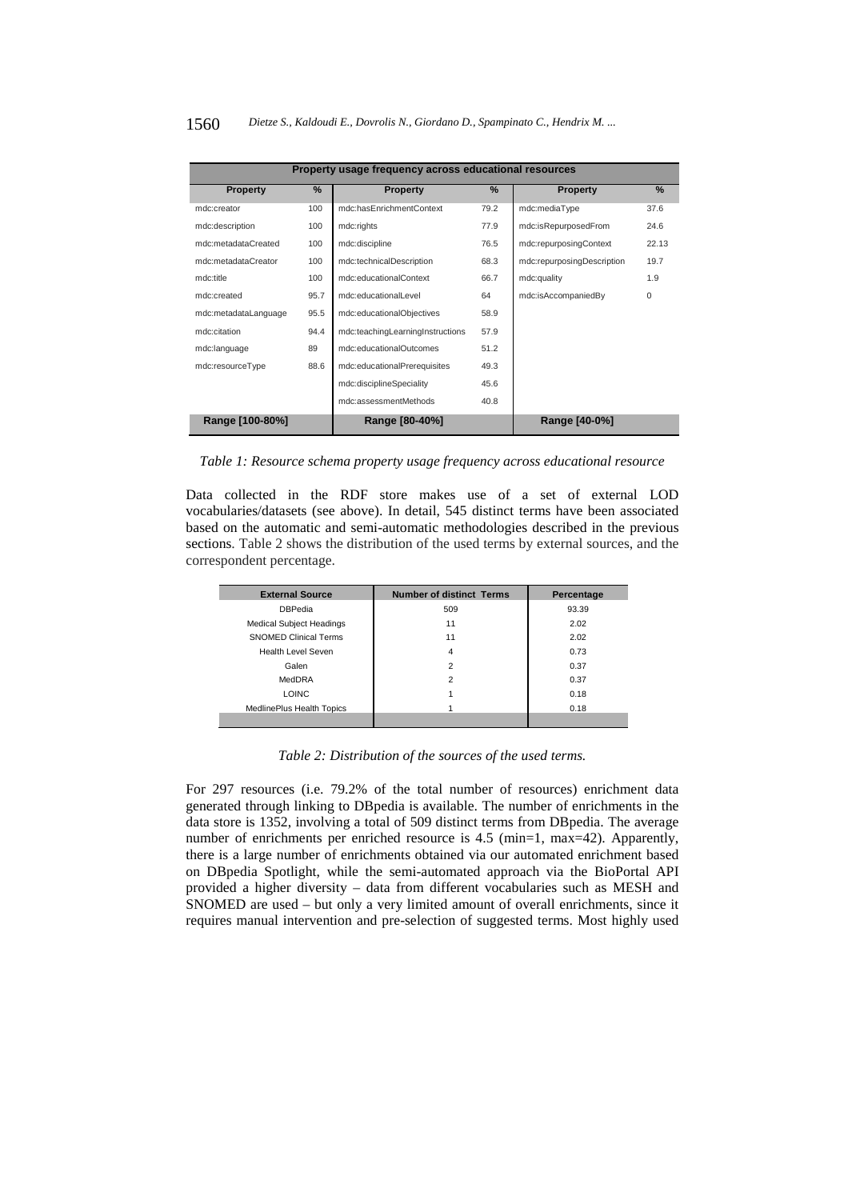| Property usage frequency across educational resources | | | | | |
|---|---|---|---|---|---|
| **Property** | **%** | **Property** | **%** | **Property** | **%** |
| mdc:creator | 100 | mdc:hasEnrichmentContext | 79.2 | mdc:mediaType | 37.6 |
| mdc:description | 100 | mdc:rights | 77.9 | mdc:isRepurposedFrom | 24.6 |
| mdc:metadataCreated | 100 | mdc:discipline | 76.5 | mdc:repurposingContext | 22.13 |
| mdc:metadataCreator | 100 | mdc:technicalDescription | 68.3 | mdc:repurposingDescription | 19.7 |
| mdc:title | 100 | mdc:educationalContext | 66.7 | mdc:quality | 1.9 |
| mdc:created | 95.7 | mdc:educationalLevel | 64 | mdc:isAccompaniedBy | 0 |
| mdc:metadataLanguage | 95.5 | mdc:educationalObjectives | 58.9 | | |
| mdc:citation | 94.4 | mdc:teachingLearningInstructions | 57.9 | | |
| mdc:language | 89 | mdc:educationalOutcomes | 51.2 | | |
| mdc:resourceType | 88.6 | mdc:educationalPrerequisites | 49.3 | | |
| | | mdc:disciplineSpeciality | 45.6 | | |
| | | mdc:assessmentMethods | 40.8 | | |
| **Range [100-80%]** | | **Range [80-40%]** | | **Range [40-0%]** | |

*Table 1: Resource schema property usage frequency across educational resource*

Data collected in the RDF store makes use of a set of external LOD vocabularies/datasets (see above). In detail, 545 distinct terms have been associated based on the automatic and semi-automatic methodologies described in the previous sections. Table 2 shows the distribution of the used terms by external sources, and the correspondent percentage.

| External Source | Number of distinct Terms | Percentage |
|---|---|---|
| DBPedia | 509 | 93.39 |
| Medical Subject Headings | 11 | 2.02 |
| SNOMED Clinical Terms | 11 | 2.02 |
| Health Level Seven | 4 | 0.73 |
| Galen | 2 | 0.37 |
| MedDRA | 2 | 0.37 |
| LOINC | 1 | 0.18 |
| MedlinePlus Health Topics | 1 | 0.18 |

*Table 2: Distribution of the sources of the used terms.*

For 297 resources (i.e. 79.2% of the total number of resources) enrichment data generated through linking to DBpedia is available. The number of enrichments in the data store is 1352, involving a total of 509 distinct terms from DBpedia. The average number of enrichments per enriched resource is 4.5 (min=1, max=42). Apparently, there is a large number of enrichments obtained via our automated enrichment based on DBpedia Spotlight, while the semi-automated approach via the BioPortal API provided a higher diversity – data from different vocabularies such as MESH and SNOMED are used – but only a very limited amount of overall enrichments, since it requires manual intervention and pre-selection of suggested terms. Most highly used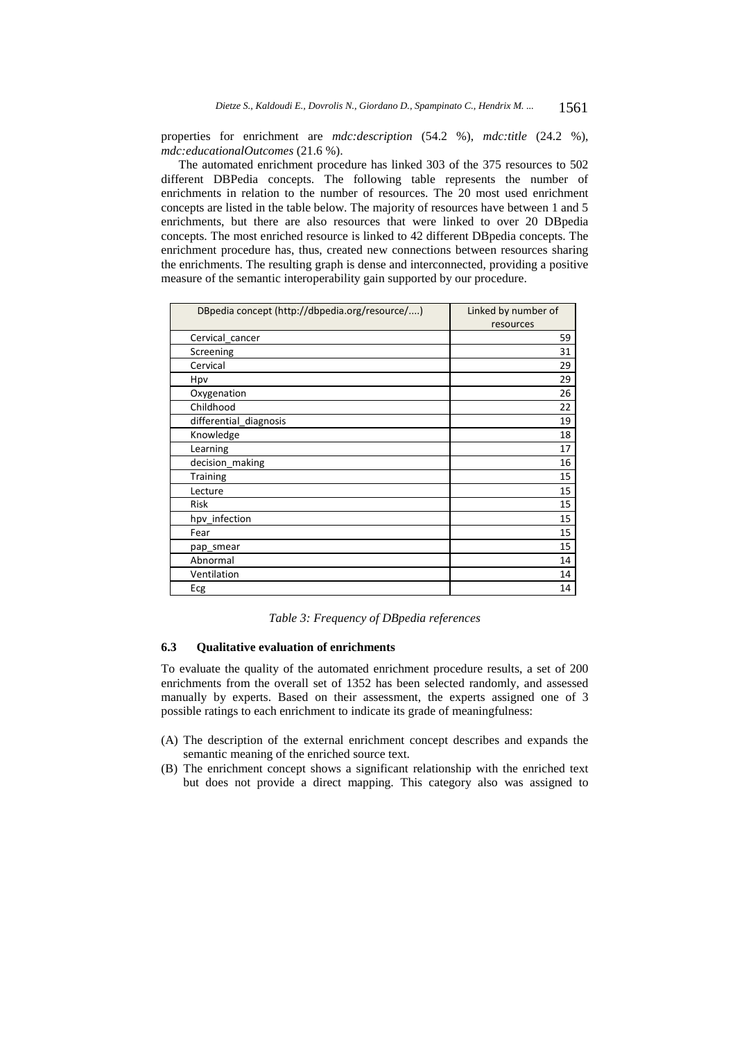properties for enrichment are *mdc:description* (54.2 %), *mdc:title* (24.2 %), *mdc:educationalOutcomes* (21.6 %).

The automated enrichment procedure has linked 303 of the 375 resources to 502 different DBPedia concepts. The following table represents the number of enrichments in relation to the number of resources. The 20 most used enrichment concepts are listed in the table below. The majority of resources have between 1 and 5 enrichments, but there are also resources that were linked to over 20 DBpedia concepts. The most enriched resource is linked to 42 different DBpedia concepts. The enrichment procedure has, thus, created new connections between resources sharing the enrichments. The resulting graph is dense and interconnected, providing a positive measure of the semantic interoperability gain supported by our procedure.

| DBpedia concept (http://dbpedia.org/resource/....) | Linked by number of resources |
|---|---|
| Cervical_cancer | 59 |
| Screening | 31 |
| Cervical | 29 |
| Hpv | 29 |
| Oxygenation | 26 |
| Childhood | 22 |
| differential_diagnosis | 19 |
| Knowledge | 18 |
| Learning | 17 |
| decision_making | 16 |
| Training | 15 |
| Lecture | 15 |
| Risk | 15 |
| hpv_infection | 15 |
| Fear | 15 |
| pap_smear | 15 |
| Abnormal | 14 |
| Ventilation | 14 |
| Ecg | 14 |

*Table 3: Frequency of DBpedia references*

### 6.3 Qualitative evaluation of enrichments

To evaluate the quality of the automated enrichment procedure results, a set of 200 enrichments from the overall set of 1352 has been selected randomly, and assessed manually by experts. Based on their assessment, the experts assigned one of 3 possible ratings to each enrichment to indicate its grade of meaningfulness:

- (A) The description of the external enrichment concept describes and expands the semantic meaning of the enriched source text.
- (B) The enrichment concept shows a significant relationship with the enriched text but does not provide a direct mapping. This category also was assigned to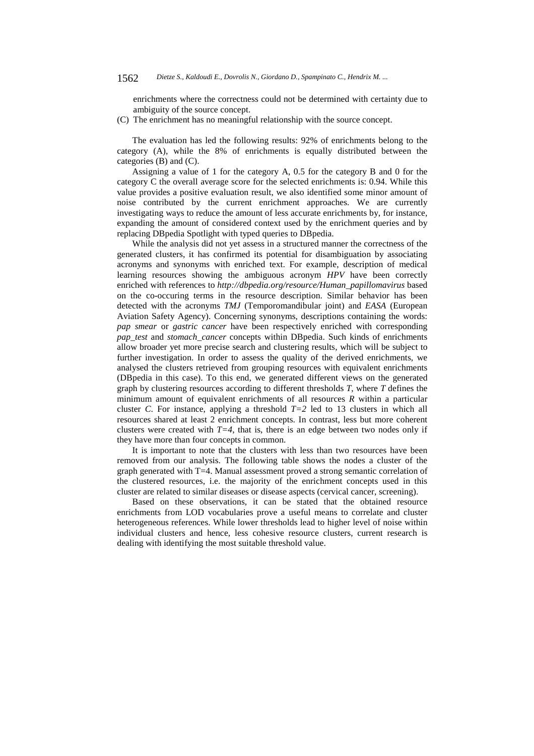enrichments where the correctness could not be determined with certainty due to ambiguity of the source concept.

(C) The enrichment has no meaningful relationship with the source concept.

The evaluation has led the following results: 92% of enrichments belong to the category (A), while the 8% of enrichments is equally distributed between the categories (B) and (C).

Assigning a value of 1 for the category A, 0.5 for the category B and 0 for the category C the overall average score for the selected enrichments is: 0.94. While this value provides a positive evaluation result, we also identified some minor amount of noise contributed by the current enrichment approaches. We are currently investigating ways to reduce the amount of less accurate enrichments by, for instance, expanding the amount of considered context used by the enrichment queries and by replacing DBpedia Spotlight with typed queries to DBpedia.

While the analysis did not yet assess in a structured manner the correctness of the generated clusters, it has confirmed its potential for disambiguation by associating acronyms and synonyms with enriched text. For example, description of medical learning resources showing the ambiguous acronym *HPV* have been correctly enriched with references to *http://dbpedia.org/resource/Human_papillomavirus* based on the co-occuring terms in the resource description. Similar behavior has been detected with the acronyms *TMJ* (Temporomandibular joint) and *EASA* (European Aviation Safety Agency). Concerning synonyms, descriptions containing the words: *pap smear* or *gastric cancer* have been respectively enriched with corresponding *pap_test* and *stomach_cancer* concepts within DBpedia. Such kinds of enrichments allow broader yet more precise search and clustering results, which will be subject to further investigation. In order to assess the quality of the derived enrichments, we analysed the clusters retrieved from grouping resources with equivalent enrichments (DBpedia in this case). To this end, we generated different views on the generated graph by clustering resources according to different thresholds $T$, where $T$ defines the minimum amount of equivalent enrichments of all resources $R$ within a particular cluster $C$. For instance, applying a threshold $T=2$ led to 13 clusters in which all resources shared at least 2 enrichment concepts. In contrast, less but more coherent clusters were created with $T=4$, that is, there is an edge between two nodes only if they have more than four concepts in common.

It is important to note that the clusters with less than two resources have been removed from our analysis. The following table shows the nodes a cluster of the graph generated with T=4. Manual assessment proved a strong semantic correlation of the clustered resources, i.e. the majority of the enrichment concepts used in this cluster are related to similar diseases or disease aspects (cervical cancer, screening).

Based on these observations, it can be stated that the obtained resource enrichments from LOD vocabularies prove a useful means to correlate and cluster heterogeneous references. While lower thresholds lead to higher level of noise within individual clusters and hence, less cohesive resource clusters, current research is dealing with identifying the most suitable threshold value.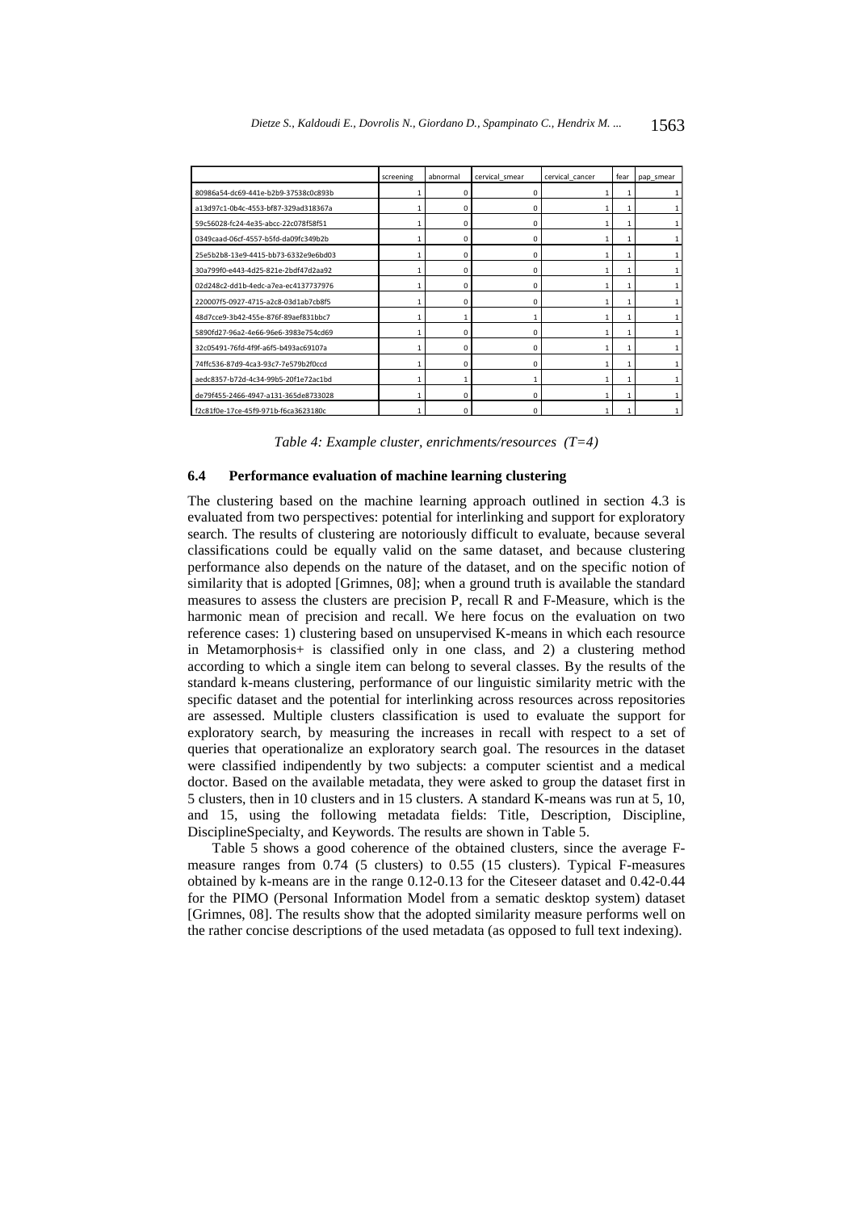| | screening | abnormal | cervical_smear | cervical_cancer | fear | pap_smear |
|---|---|---|---|---|---|---|
| 80986a54-dc69-441e-b2b9-37538c0c893b | 1 | 0 | 0 | 1 | 1 | 1 |
| a13d97c1-0b4c-4553-bf87-329ad318367a | 1 | 0 | 0 | 1 | 1 | 1 |
| 59c56028-fc24-4e35-abcc-22c078f58f51 | 1 | 0 | 0 | 1 | 1 | 1 |
| 0349caad-06cf-4557-b5fd-da09fc349b2b | 1 | 0 | 0 | 1 | 1 | 1 |
| 25e5b2b8-13e9-4415-bb73-6332e9e6bd03 | 1 | 0 | 0 | 1 | 1 | 1 |
| 30a799f0-e443-4d25-821e-2bdf47d2aa92 | 1 | 0 | 0 | 1 | 1 | 1 |
| 02d248c2-dd1b-4edc-a7ea-ec4137737976 | 1 | 0 | 0 | 1 | 1 | 1 |
| 220007f5-0927-4715-a2c8-03d1ab7cb8f5 | 1 | 0 | 0 | 1 | 1 | 1 |
| 48d7cce9-3b42-455e-876f-89aef831bbc7 | 1 | 1 | 1 | 1 | 1 | 1 |
| 5890fd27-96a2-4e66-96e6-3983e754cd69 | 1 | 0 | 0 | 1 | 1 | 1 |
| 32c05491-76fd-4f9f-a6f5-b493ac69107a | 1 | 0 | 0 | 1 | 1 | 1 |
| 74ffc536-87d9-4ca3-93c7-7e579b2f0ccd | 1 | 0 | 0 | 1 | 1 | 1 |
| aedc8357-b72d-4c34-99b5-20f1e72ac1bd | 1 | 1 | 1 | 1 | 1 | 1 |
| de79f455-2466-4947-a131-365de8733028 | 1 | 0 | 0 | 1 | 1 | 1 |
| f2c81f0e-17ce-45f9-971b-f6ca3623180c | 1 | 0 | 0 | 1 | 1 | 1 |

*Table 4: Example cluster, enrichments/resources (T=4)*

### 6.4 Performance evaluation of machine learning clustering

The clustering based on the machine learning approach outlined in section 4.3 is evaluated from two perspectives: potential for interlinking and support for exploratory search. The results of clustering are notoriously difficult to evaluate, because several classifications could be equally valid on the same dataset, and because clustering performance also depends on the nature of the dataset, and on the specific notion of similarity that is adopted [Grimnes, 08]; when a ground truth is available the standard measures to assess the clusters are precision P, recall R and F-Measure, which is the harmonic mean of precision and recall. We here focus on the evaluation on two reference cases: 1) clustering based on unsupervised K-means in which each resource in Metamorphosis+ is classified only in one class, and 2) a clustering method according to which a single item can belong to several classes. By the results of the standard k-means clustering, performance of our linguistic similarity metric with the specific dataset and the potential for interlinking across resources across repositories are assessed. Multiple clusters classification is used to evaluate the support for exploratory search, by measuring the increases in recall with respect to a set of queries that operationalize an exploratory search goal. The resources in the dataset were classified indipendently by two subjects: a computer scientist and a medical doctor. Based on the available metadata, they were asked to group the dataset first in 5 clusters, then in 10 clusters and in 15 clusters. A standard K-means was run at 5, 10, and 15, using the following metadata fields: Title, Description, Discipline, DisciplineSpecialty, and Keywords. The results are shown in Table 5.

Table 5 shows a good coherence of the obtained clusters, since the average F-measure ranges from 0.74 (5 clusters) to 0.55 (15 clusters). Typical F-measures obtained by k-means are in the range 0.12-0.13 for the Citeseer dataset and 0.42-0.44 for the PIMO (Personal Information Model from a sematic desktop system) dataset [Grimnes, 08]. The results show that the adopted similarity measure performs well on the rather concise descriptions of the used metadata (as opposed to full text indexing).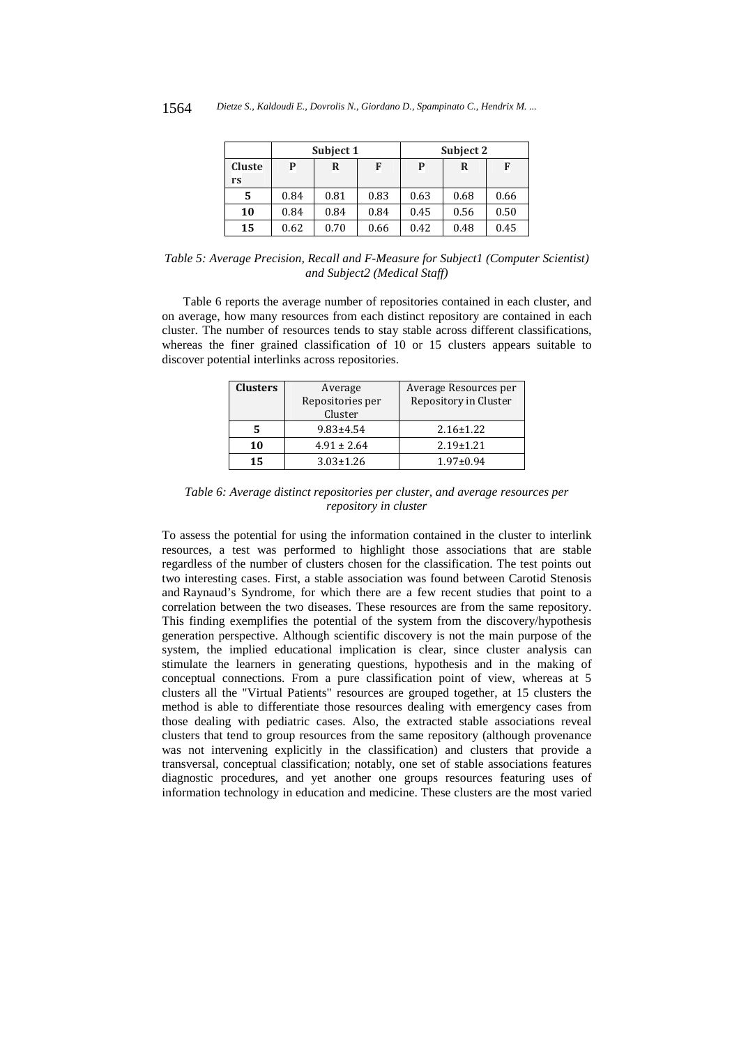| | Subject 1 | | | Subject 2 | | |
|---|---|---|---|---|---|---|
| **Clusters** | **P** | **R** | **F** | **P** | **R** | **F** |
| **5** | 0.84 | 0.81 | 0.83 | 0.63 | 0.68 | 0.66 |
| **10** | 0.84 | 0.84 | 0.84 | 0.45 | 0.56 | 0.50 |
| **15** | 0.62 | 0.70 | 0.66 | 0.42 | 0.48 | 0.45 |

*Table 5: Average Precision, Recall and F-Measure for Subject1 (Computer Scientist) and Subject2 (Medical Staff)*

Table 6 reports the average number of repositories contained in each cluster, and on average, how many resources from each distinct repository are contained in each cluster. The number of resources tends to stay stable across different classifications, whereas the finer grained classification of 10 or 15 clusters appears suitable to discover potential interlinks across repositories.

| **Clusters** | Average Repositories per Cluster | Average Resources per Repository in Cluster |
|---|---|---|
| **5** | $9.83 \pm 4.54$ | $2.16 \pm 1.22$ |
| **10** | $4.91 \pm 2.64$ | $2.19 \pm 1.21$ |
| **15** | $3.03 \pm 1.26$ | $1.97 \pm 0.94$ |

*Table 6: Average distinct repositories per cluster, and average resources per repository in cluster*

To assess the potential for using the information contained in the cluster to interlink resources, a test was performed to highlight those associations that are stable regardless of the number of clusters chosen for the classification. The test points out two interesting cases. First, a stable association was found between Carotid Stenosis and Raynaud's Syndrome, for which there are a few recent studies that point to a correlation between the two diseases. These resources are from the same repository. This finding exemplifies the potential of the system from the discovery/hypothesis generation perspective. Although scientific discovery is not the main purpose of the system, the implied educational implication is clear, since cluster analysis can stimulate the learners in generating questions, hypothesis and in the making of conceptual connections. From a pure classification point of view, whereas at 5 clusters all the "Virtual Patients" resources are grouped together, at 15 clusters the method is able to differentiate those resources dealing with emergency cases from those dealing with pediatric cases. Also, the extracted stable associations reveal clusters that tend to group resources from the same repository (although provenance was not intervening explicitly in the classification) and clusters that provide a transversal, conceptual classification; notably, one set of stable associations features diagnostic procedures, and yet another one groups resources featuring uses of information technology in education and medicine. These clusters are the most varied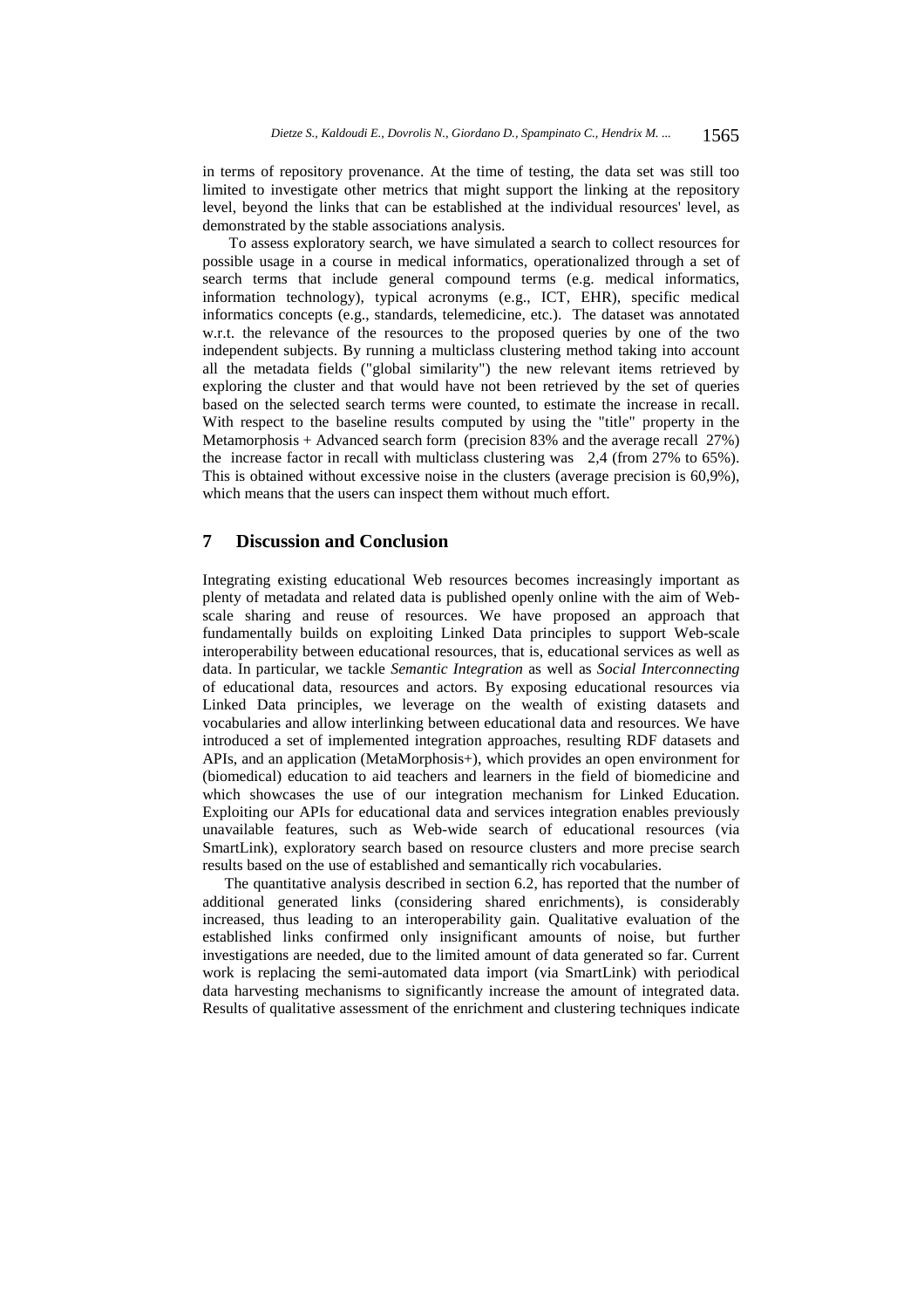in terms of repository provenance. At the time of testing, the data set was still too limited to investigate other metrics that might support the linking at the repository level, beyond the links that can be established at the individual resources' level, as demonstrated by the stable associations analysis.

To assess exploratory search, we have simulated a search to collect resources for possible usage in a course in medical informatics, operationalized through a set of search terms that include general compound terms (e.g. medical informatics, information technology), typical acronyms (e.g., ICT, EHR), specific medical informatics concepts (e.g., standards, telemedicine, etc.). The dataset was annotated w.r.t. the relevance of the resources to the proposed queries by one of the two independent subjects. By running a multiclass clustering method taking into account all the metadata fields ("global similarity") the new relevant items retrieved by exploring the cluster and that would have not been retrieved by the set of queries based on the selected search terms were counted, to estimate the increase in recall. With respect to the baseline results computed by using the "title" property in the Metamorphosis + Advanced search form (precision 83% and the average recall 27%) the increase factor in recall with multiclass clustering was 2,4 (from 27% to 65%). This is obtained without excessive noise in the clusters (average precision is 60,9%), which means that the users can inspect them without much effort.

## 7 Discussion and Conclusion

Integrating existing educational Web resources becomes increasingly important as plenty of metadata and related data is published openly online with the aim of Web-scale sharing and reuse of resources. We have proposed an approach that fundamentally builds on exploiting Linked Data principles to support Web-scale interoperability between educational resources, that is, educational services as well as data. In particular, we tackle *Semantic Integration* as well as *Social Interconnecting* of educational data, resources and actors. By exposing educational resources via Linked Data principles, we leverage on the wealth of existing datasets and vocabularies and allow interlinking between educational data and resources. We have introduced a set of implemented integration approaches, resulting RDF datasets and APIs, and an application (MetaMorphosis+), which provides an open environment for (biomedical) education to aid teachers and learners in the field of biomedicine and which showcases the use of our integration mechanism for Linked Education. Exploiting our APIs for educational data and services integration enables previously unavailable features, such as Web-wide search of educational resources (via SmartLink), exploratory search based on resource clusters and more precise search results based on the use of established and semantically rich vocabularies.

The quantitative analysis described in section 6.2, has reported that the number of additional generated links (considering shared enrichments), is considerably increased, thus leading to an interoperability gain. Qualitative evaluation of the established links confirmed only insignificant amounts of noise, but further investigations are needed, due to the limited amount of data generated so far. Current work is replacing the semi-automated data import (via SmartLink) with periodical data harvesting mechanisms to significantly increase the amount of integrated data. Results of qualitative assessment of the enrichment and clustering techniques indicate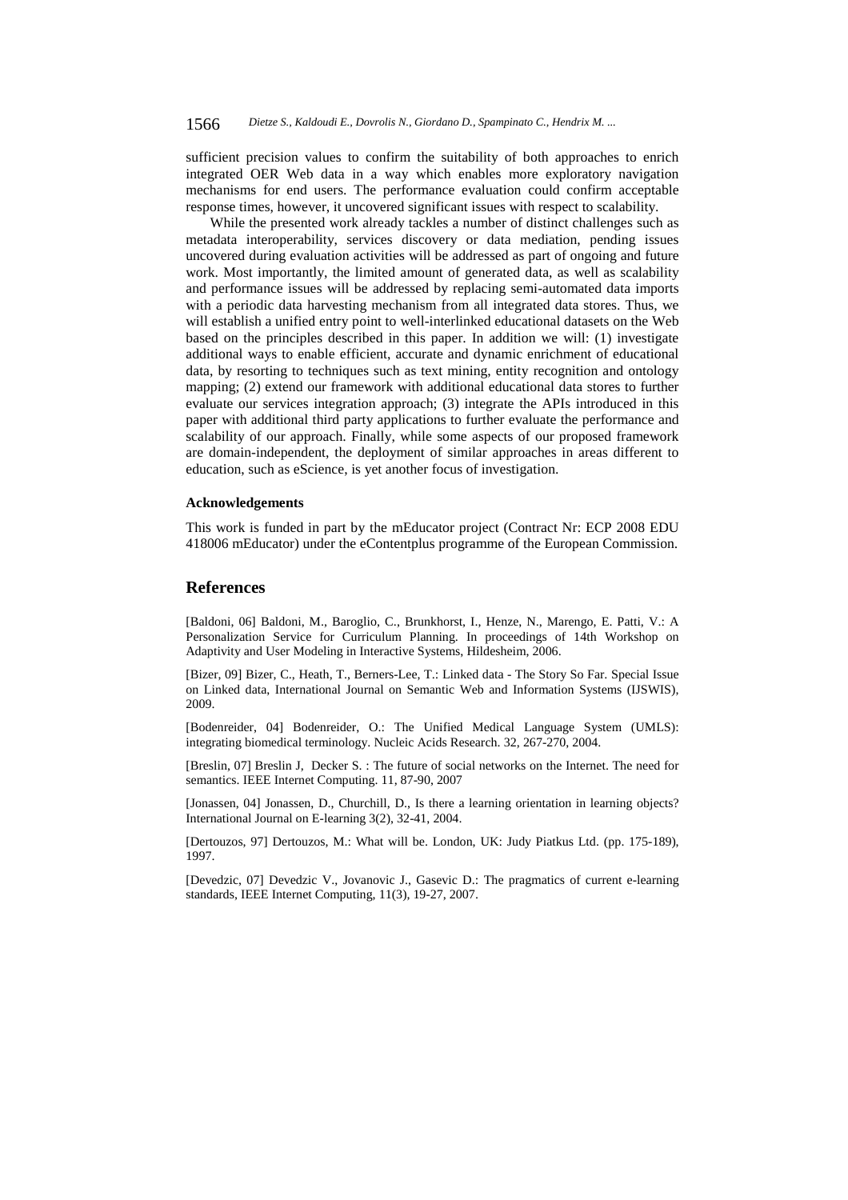sufficient precision values to confirm the suitability of both approaches to enrich integrated OER Web data in a way which enables more exploratory navigation mechanisms for end users. The performance evaluation could confirm acceptable response times, however, it uncovered significant issues with respect to scalability.

While the presented work already tackles a number of distinct challenges such as metadata interoperability, services discovery or data mediation, pending issues uncovered during evaluation activities will be addressed as part of ongoing and future work. Most importantly, the limited amount of generated data, as well as scalability and performance issues will be addressed by replacing semi-automated data imports with a periodic data harvesting mechanism from all integrated data stores. Thus, we will establish a unified entry point to well-interlinked educational datasets on the Web based on the principles described in this paper. In addition we will: (1) investigate additional ways to enable efficient, accurate and dynamic enrichment of educational data, by resorting to techniques such as text mining, entity recognition and ontology mapping; (2) extend our framework with additional educational data stores to further evaluate our services integration approach; (3) integrate the APIs introduced in this paper with additional third party applications to further evaluate the performance and scalability of our approach. Finally, while some aspects of our proposed framework are domain-independent, the deployment of similar approaches in areas different to education, such as eScience, is yet another focus of investigation.

#### Acknowledgements

This work is funded in part by the mEducator project (Contract Nr: ECP 2008 EDU 418006 mEducator) under the eContentplus programme of the European Commission.

## References

[Baldoni, 06] Baldoni, M., Baroglio, C., Brunkhorst, I., Henze, N., Marengo, E. Patti, V.: A Personalization Service for Curriculum Planning. In proceedings of 14th Workshop on Adaptivity and User Modeling in Interactive Systems, Hildesheim, 2006.

[Bizer, 09] Bizer, C., Heath, T., Berners-Lee, T.: Linked data - The Story So Far. Special Issue on Linked data, International Journal on Semantic Web and Information Systems (IJSWIS), 2009.

[Bodenreider, 04] Bodenreider, O.: The Unified Medical Language System (UMLS): integrating biomedical terminology. Nucleic Acids Research. 32, 267-270, 2004.

[Breslin, 07] Breslin J, Decker S. : The future of social networks on the Internet. The need for semantics. IEEE Internet Computing. 11, 87-90, 2007

[Jonassen, 04] Jonassen, D., Churchill, D., Is there a learning orientation in learning objects? International Journal on E-learning 3(2), 32-41, 2004.

[Dertouzos, 97] Dertouzos, M.: What will be. London, UK: Judy Piatkus Ltd. (pp. 175-189), 1997.

[Devedzic, 07] Devedzic V., Jovanovic J., Gasevic D.: The pragmatics of current e-learning standards, IEEE Internet Computing, 11(3), 19-27, 2007.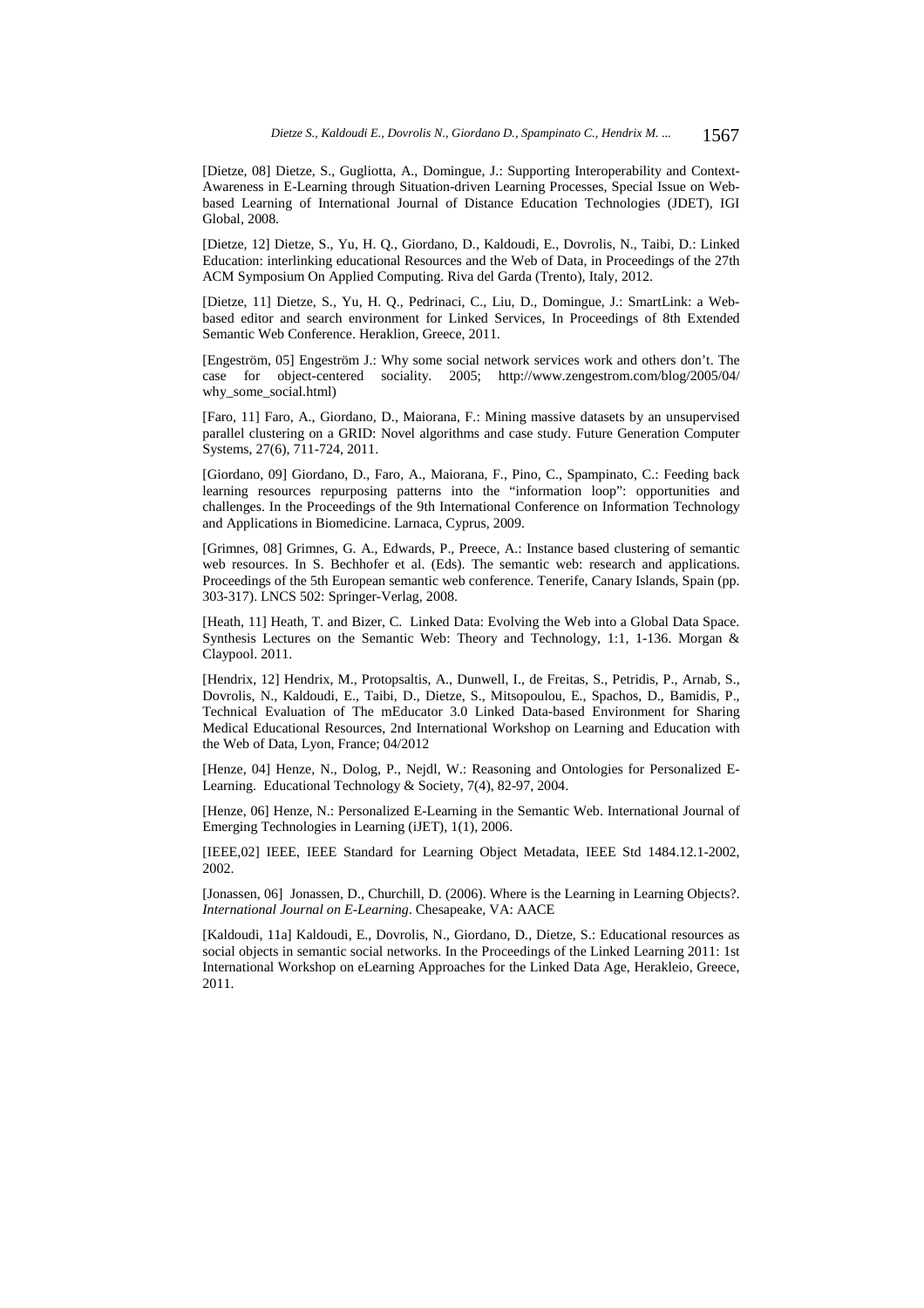[Dietze, 08] Dietze, S., Gugliotta, A., Domingue, J.: Supporting Interoperability and Context-Awareness in E-Learning through Situation-driven Learning Processes, Special Issue on Web-based Learning of International Journal of Distance Education Technologies (JDET), IGI Global, 2008.

[Dietze, 12] Dietze, S., Yu, H. Q., Giordano, D., Kaldoudi, E., Dovrolis, N., Taibi, D.: Linked Education: interlinking educational Resources and the Web of Data, in Proceedings of the 27th ACM Symposium On Applied Computing. Riva del Garda (Trento), Italy, 2012.

[Dietze, 11] Dietze, S., Yu, H. Q., Pedrinaci, C., Liu, D., Domingue, J.: SmartLink: a Web-based editor and search environment for Linked Services, In Proceedings of 8th Extended Semantic Web Conference. Heraklion, Greece, 2011.

[Engeström, 05] Engeström J.: Why some social network services work and others don't. The case for object-centered sociality. 2005; http://www.zengestrom.com/blog/2005/04/why_some_social.html)

[Faro, 11] Faro, A., Giordano, D., Maiorana, F.: Mining massive datasets by an unsupervised parallel clustering on a GRID: Novel algorithms and case study. Future Generation Computer Systems, 27(6), 711-724, 2011.

[Giordano, 09] Giordano, D., Faro, A., Maiorana, F., Pino, C., Spampinato, C.: Feeding back learning resources repurposing patterns into the "information loop": opportunities and challenges. In the Proceedings of the 9th International Conference on Information Technology and Applications in Biomedicine. Larnaca, Cyprus, 2009.

[Grimnes, 08] Grimnes, G. A., Edwards, P., Preece, A.: Instance based clustering of semantic web resources. In S. Bechhofer et al. (Eds). The semantic web: research and applications. Proceedings of the 5th European semantic web conference. Tenerife, Canary Islands, Spain (pp. 303-317). LNCS 502: Springer-Verlag, 2008.

[Heath, 11] Heath, T. and Bizer, C. Linked Data: Evolving the Web into a Global Data Space. Synthesis Lectures on the Semantic Web: Theory and Technology, 1:1, 1-136. Morgan & Claypool. 2011.

[Hendrix, 12] Hendrix, M., Protopsaltis, A., Dunwell, I., de Freitas, S., Petridis, P., Arnab, S., Dovrolis, N., Kaldoudi, E., Taibi, D., Dietze, S., Mitsopoulou, E., Spachos, D., Bamidis, P., Technical Evaluation of The mEducator 3.0 Linked Data-based Environment for Sharing Medical Educational Resources, 2nd International Workshop on Learning and Education with the Web of Data, Lyon, France; 04/2012

[Henze, 04] Henze, N., Dolog, P., Nejdl, W.: Reasoning and Ontologies for Personalized E-Learning. Educational Technology & Society, 7(4), 82-97, 2004.

[Henze, 06] Henze, N.: Personalized E-Learning in the Semantic Web. International Journal of Emerging Technologies in Learning (iJET), 1(1), 2006.

[IEEE,02] IEEE, IEEE Standard for Learning Object Metadata, IEEE Std 1484.12.1-2002, 2002.

[Jonassen, 06] Jonassen, D., Churchill, D. (2006). Where is the Learning in Learning Objects?. *International Journal on E-Learning*. Chesapeake, VA: AACE

[Kaldoudi, 11a] Kaldoudi, E., Dovrolis, N., Giordano, D., Dietze, S.: Educational resources as social objects in semantic social networks. In the Proceedings of the Linked Learning 2011: 1st International Workshop on eLearning Approaches for the Linked Data Age, Herakleio, Greece, 2011.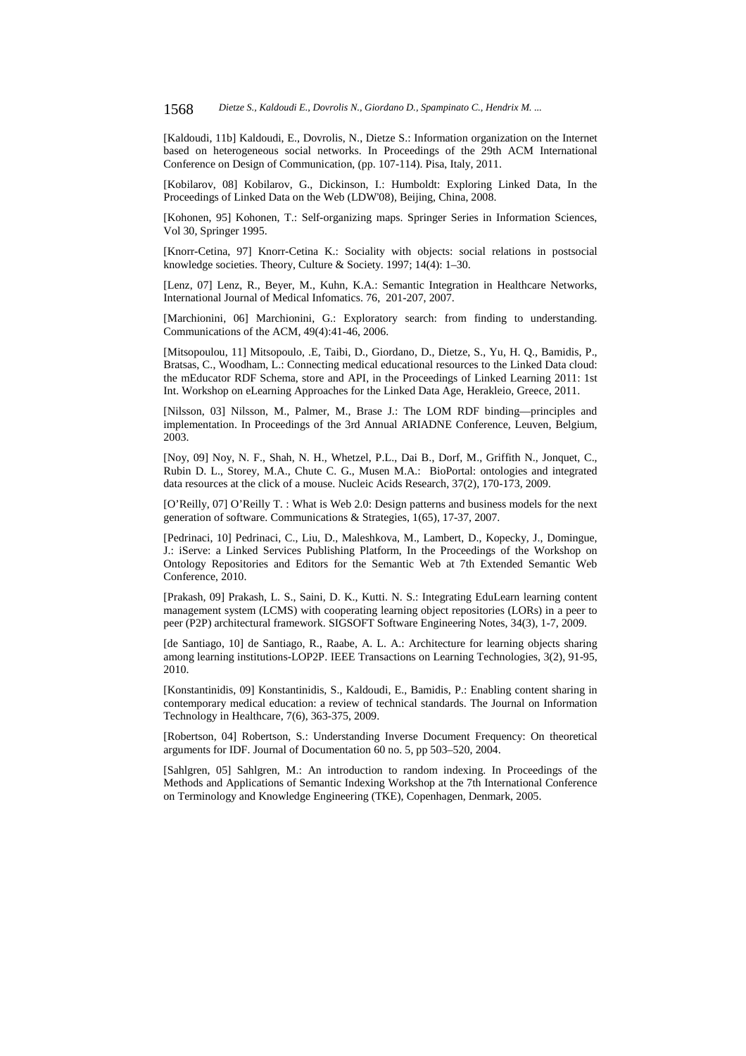[Kaldoudi, 11b] Kaldoudi, E., Dovrolis, N., Dietze S.: Information organization on the Internet based on heterogeneous social networks. In Proceedings of the 29th ACM International Conference on Design of Communication, (pp. 107-114). Pisa, Italy, 2011.

[Kobilarov, 08] Kobilarov, G., Dickinson, I.: Humboldt: Exploring Linked Data, In the Proceedings of Linked Data on the Web (LDW'08), Beijing, China, 2008.

[Kohonen, 95] Kohonen, T.: Self-organizing maps. Springer Series in Information Sciences, Vol 30, Springer 1995.

[Knorr-Cetina, 97] Knorr-Cetina K.: Sociality with objects: social relations in postsocial knowledge societies. Theory, Culture & Society. 1997; 14(4): 1–30.

[Lenz, 07] Lenz, R., Beyer, M., Kuhn, K.A.: Semantic Integration in Healthcare Networks, International Journal of Medical Infomatics. 76, 201-207, 2007.

[Marchionini, 06] Marchionini, G.: Exploratory search: from finding to understanding. Communications of the ACM, 49(4):41-46, 2006.

[Mitsopoulou, 11] Mitsopoulo, .E, Taibi, D., Giordano, D., Dietze, S., Yu, H. Q., Bamidis, P., Bratsas, C., Woodham, L.: Connecting medical educational resources to the Linked Data cloud: the mEducator RDF Schema, store and API, in the Proceedings of Linked Learning 2011: 1st Int. Workshop on eLearning Approaches for the Linked Data Age, Herakleio, Greece, 2011.

[Nilsson, 03] Nilsson, M., Palmer, M., Brase J.: The LOM RDF binding—principles and implementation. In Proceedings of the 3rd Annual ARIADNE Conference, Leuven, Belgium, 2003.

[Noy, 09] Noy, N. F., Shah, N. H., Whetzel, P.L., Dai B., Dorf, M., Griffith N., Jonquet, C., Rubin D. L., Storey, M.A., Chute C. G., Musen M.A.: BioPortal: ontologies and integrated data resources at the click of a mouse. Nucleic Acids Research, 37(2), 170-173, 2009.

[O'Reilly, 07] O'Reilly T. : What is Web 2.0: Design patterns and business models for the next generation of software. Communications & Strategies, 1(65), 17-37, 2007.

[Pedrinaci, 10] Pedrinaci, C., Liu, D., Maleshkova, M., Lambert, D., Kopecky, J., Domingue, J.: iServe: a Linked Services Publishing Platform, In the Proceedings of the Workshop on Ontology Repositories and Editors for the Semantic Web at 7th Extended Semantic Web Conference, 2010.

[Prakash, 09] Prakash, L. S., Saini, D. K., Kutti. N. S.: Integrating EduLearn learning content management system (LCMS) with cooperating learning object repositories (LORs) in a peer to peer (P2P) architectural framework. SIGSOFT Software Engineering Notes, 34(3), 1-7, 2009.

[de Santiago, 10] de Santiago, R., Raabe, A. L. A.: Architecture for learning objects sharing among learning institutions-LOP2P. IEEE Transactions on Learning Technologies, 3(2), 91-95, 2010.

[Konstantinidis, 09] Konstantinidis, S., Kaldoudi, E., Bamidis, P.: Enabling content sharing in contemporary medical education: a review of technical standards. The Journal on Information Technology in Healthcare, 7(6), 363-375, 2009.

[Robertson, 04] Robertson, S.: Understanding Inverse Document Frequency: On theoretical arguments for IDF. Journal of Documentation 60 no. 5, pp 503–520, 2004.

[Sahlgren, 05] Sahlgren, M.: An introduction to random indexing. In Proceedings of the Methods and Applications of Semantic Indexing Workshop at the 7th International Conference on Terminology and Knowledge Engineering (TKE), Copenhagen, Denmark, 2005.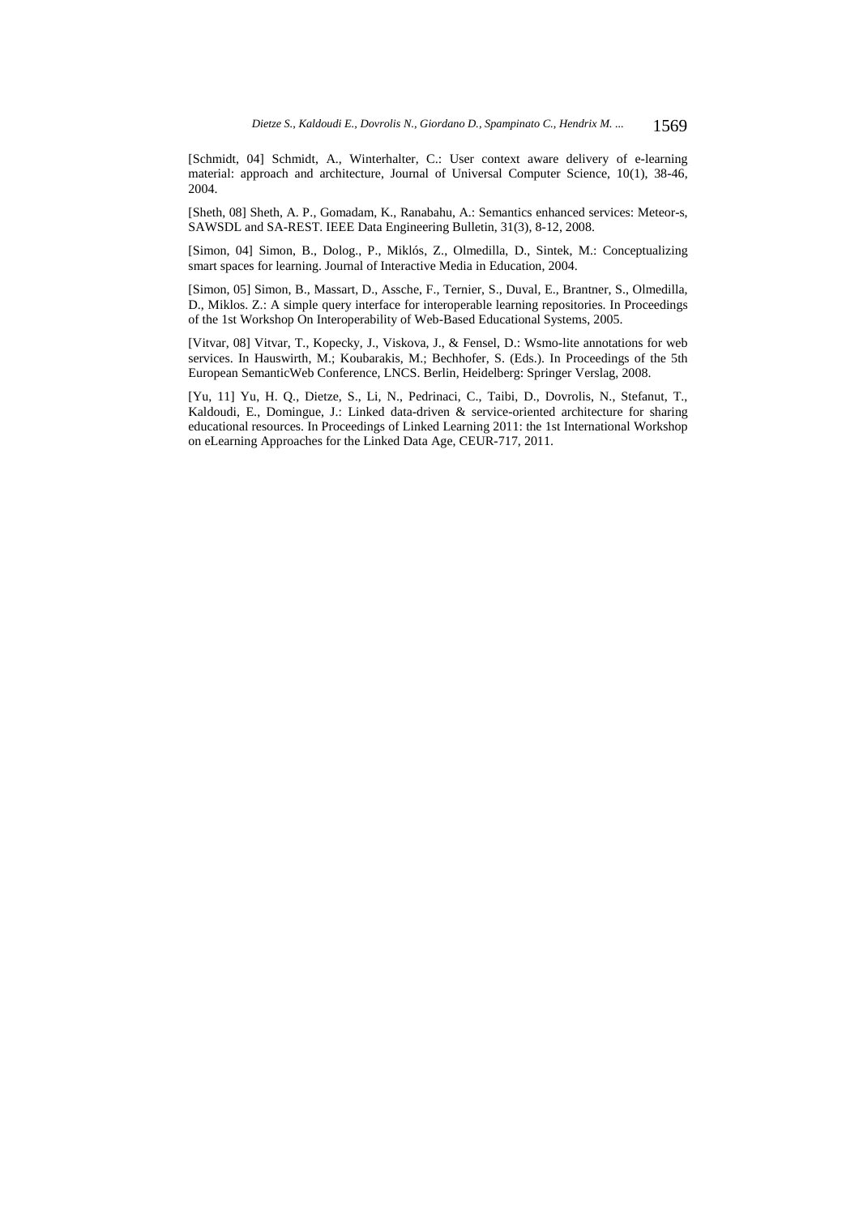[Schmidt, 04] Schmidt, A., Winterhalter, C.: User context aware delivery of e-learning material: approach and architecture, Journal of Universal Computer Science, 10(1), 38-46, 2004.

[Sheth, 08] Sheth, A. P., Gomadam, K., Ranabahu, A.: Semantics enhanced services: Meteor-s, SAWSDL and SA-REST. IEEE Data Engineering Bulletin, 31(3), 8-12, 2008.

[Simon, 04] Simon, B., Dolog., P., Miklós, Z., Olmedilla, D., Sintek, M.: Conceptualizing smart spaces for learning. Journal of Interactive Media in Education, 2004.

[Simon, 05] Simon, B., Massart, D., Assche, F., Ternier, S., Duval, E., Brantner, S., Olmedilla, D., Miklos. Z.: A simple query interface for interoperable learning repositories. In Proceedings of the 1st Workshop On Interoperability of Web-Based Educational Systems, 2005.

[Vitvar, 08] Vitvar, T., Kopecky, J., Viskova, J., & Fensel, D.: Wsmo-lite annotations for web services. In Hauswirth, M.; Koubarakis, M.; Bechhofer, S. (Eds.). In Proceedings of the 5th European SemanticWeb Conference, LNCS. Berlin, Heidelberg: Springer Verslag, 2008.

[Yu, 11] Yu, H. Q., Dietze, S., Li, N., Pedrinaci, C., Taibi, D., Dovrolis, N., Stefanut, T., Kaldoudi, E., Domingue, J.: Linked data-driven & service-oriented architecture for sharing educational resources. In Proceedings of Linked Learning 2011: the 1st International Workshop on eLearning Approaches for the Linked Data Age, CEUR-717, 2011.